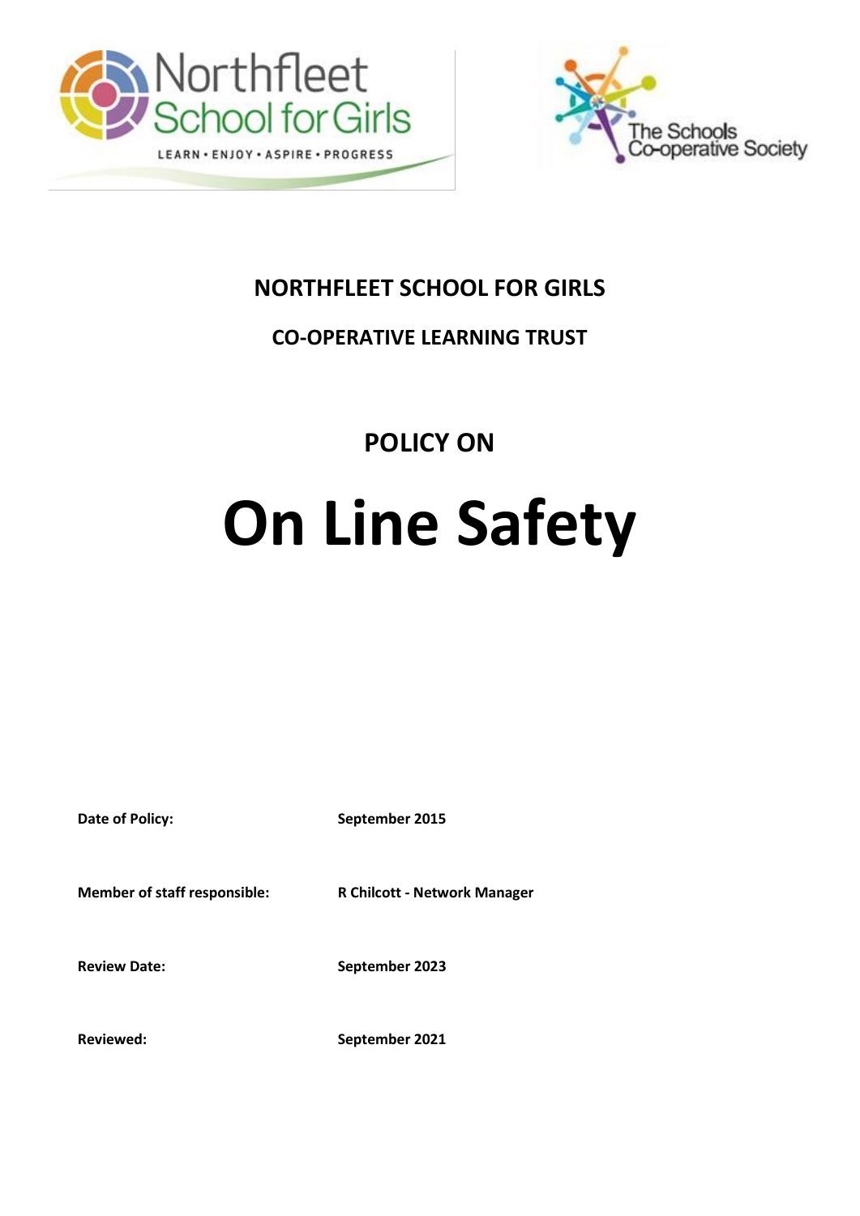# NORTHFLEET SCHOOL FOR GIRLS

## CO-OPERATIVE LEARNING TRUST

## POLICY ON

# On Line Safety

| | |
|---|---|
| **Date of Policy:** | **September 2015** |
| **Member of staff responsible:** | **R Chilcott - Network Manager** |
| **Review Date:** | **September 2023** |
| **Reviewed:** | **September 2021** |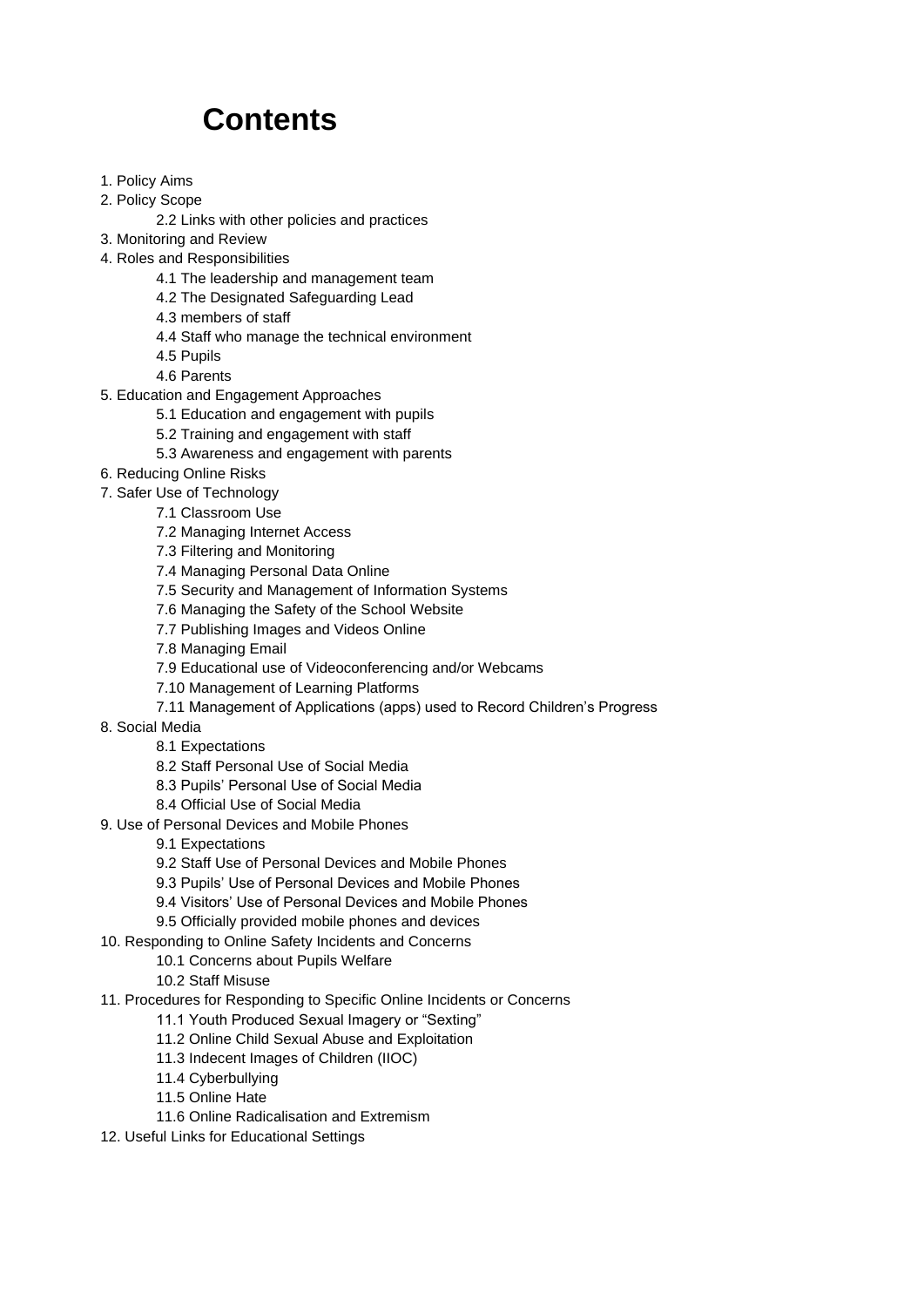# Contents

1. Policy Aims
2. Policy Scope
    - 2.2 Links with other policies and practices
3. Monitoring and Review
4. Roles and Responsibilities
    - 4.1 The leadership and management team
    - 4.2 The Designated Safeguarding Lead
    - 4.3 members of staff
    - 4.4 Staff who manage the technical environment
    - 4.5 Pupils
    - 4.6 Parents
5. Education and Engagement Approaches
    - 5.1 Education and engagement with pupils
    - 5.2 Training and engagement with staff
    - 5.3 Awareness and engagement with parents
6. Reducing Online Risks
7. Safer Use of Technology
    - 7.1 Classroom Use
    - 7.2 Managing Internet Access
    - 7.3 Filtering and Monitoring
    - 7.4 Managing Personal Data Online
    - 7.5 Security and Management of Information Systems
    - 7.6 Managing the Safety of the School Website
    - 7.7 Publishing Images and Videos Online
    - 7.8 Managing Email
    - 7.9 Educational use of Videoconferencing and/or Webcams
    - 7.10 Management of Learning Platforms
    - 7.11 Management of Applications (apps) used to Record Children's Progress
8. Social Media
    - 8.1 Expectations
    - 8.2 Staff Personal Use of Social Media
    - 8.3 Pupils' Personal Use of Social Media
    - 8.4 Official Use of Social Media
9. Use of Personal Devices and Mobile Phones
    - 9.1 Expectations
    - 9.2 Staff Use of Personal Devices and Mobile Phones
    - 9.3 Pupils' Use of Personal Devices and Mobile Phones
    - 9.4 Visitors' Use of Personal Devices and Mobile Phones
    - 9.5 Officially provided mobile phones and devices
10. Responding to Online Safety Incidents and Concerns
    - 10.1 Concerns about Pupils Welfare
    - 10.2 Staff Misuse
11. Procedures for Responding to Specific Online Incidents or Concerns
    - 11.1 Youth Produced Sexual Imagery or "Sexting"
    - 11.2 Online Child Sexual Abuse and Exploitation
    - 11.3 Indecent Images of Children (IIOC)
    - 11.4 Cyberbullying
    - 11.5 Online Hate
    - 11.6 Online Radicalisation and Extremism
12. Useful Links for Educational Settings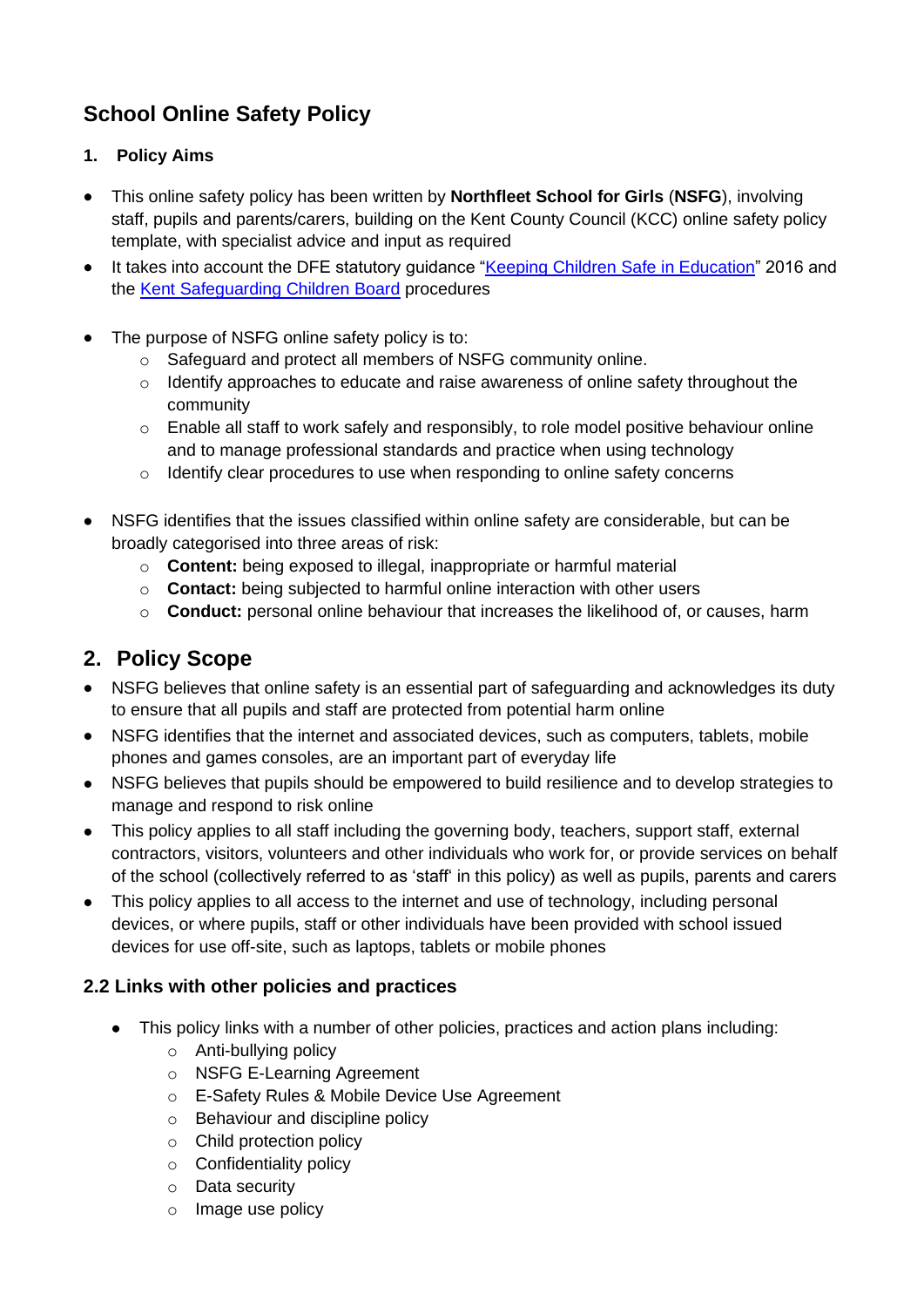# School Online Safety Policy

## 1. Policy Aims

- This online safety policy has been written by **Northfleet School for Girls** (**NSFG**), involving staff, pupils and parents/carers, building on the Kent County Council (KCC) online safety policy template, with specialist advice and input as required
- It takes into account the DFE statutory guidance "[Keeping Children Safe in Education](Keeping Children Safe in Education)" 2016 and the [Kent Safeguarding Children Board](Kent Safeguarding Children Board) procedures

- The purpose of NSFG online safety policy is to:
  - Safeguard and protect all members of NSFG community online.
  - Identify approaches to educate and raise awareness of online safety throughout the community
  - Enable all staff to work safely and responsibly, to role model positive behaviour online and to manage professional standards and practice when using technology
  - Identify clear procedures to use when responding to online safety concerns

- NSFG identifies that the issues classified within online safety are considerable, but can be broadly categorised into three areas of risk:
  - **Content:** being exposed to illegal, inappropriate or harmful material
  - **Contact:** being subjected to harmful online interaction with other users
  - **Conduct:** personal online behaviour that increases the likelihood of, or causes, harm

## 2. Policy Scope

- NSFG believes that online safety is an essential part of safeguarding and acknowledges its duty to ensure that all pupils and staff are protected from potential harm online
- NSFG identifies that the internet and associated devices, such as computers, tablets, mobile phones and games consoles, are an important part of everyday life
- NSFG believes that pupils should be empowered to build resilience and to develop strategies to manage and respond to risk online
- This policy applies to all staff including the governing body, teachers, support staff, external contractors, visitors, volunteers and other individuals who work for, or provide services on behalf of the school (collectively referred to as 'staff' in this policy) as well as pupils, parents and carers
- This policy applies to all access to the internet and use of technology, including personal devices, or where pupils, staff or other individuals have been provided with school issued devices for use off-site, such as laptops, tablets or mobile phones

### 2.2 Links with other policies and practices

- This policy links with a number of other policies, practices and action plans including:
  - Anti-bullying policy
  - NSFG E-Learning Agreement
  - E-Safety Rules & Mobile Device Use Agreement
  - Behaviour and discipline policy
  - Child protection policy
  - Confidentiality policy
  - Data security
  - Image use policy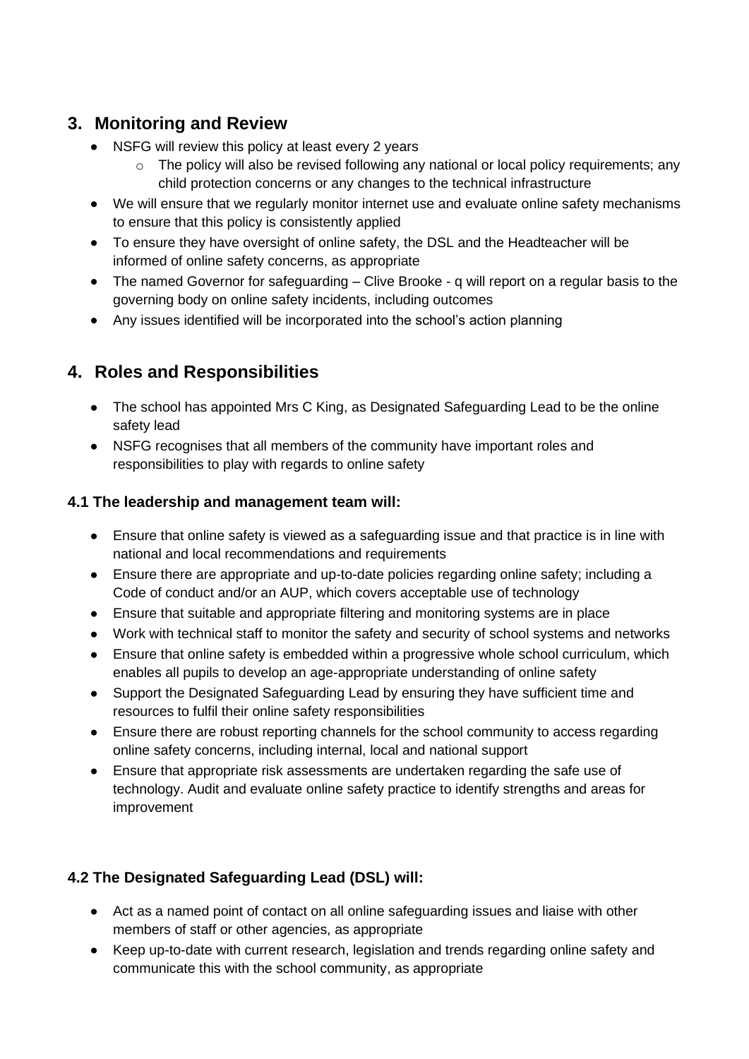## 3. Monitoring and Review

- NSFG will review this policy at least every 2 years
  - The policy will also be revised following any national or local policy requirements; any child protection concerns or any changes to the technical infrastructure
- We will ensure that we regularly monitor internet use and evaluate online safety mechanisms to ensure that this policy is consistently applied
- To ensure they have oversight of online safety, the DSL and the Headteacher will be informed of online safety concerns, as appropriate
- The named Governor for safeguarding – Clive Brooke - q will report on a regular basis to the governing body on online safety incidents, including outcomes
- Any issues identified will be incorporated into the school's action planning

## 4. Roles and Responsibilities

- The school has appointed Mrs C King, as Designated Safeguarding Lead to be the online safety lead
- NSFG recognises that all members of the community have important roles and responsibilities to play with regards to online safety

### 4.1 The leadership and management team will:

- Ensure that online safety is viewed as a safeguarding issue and that practice is in line with national and local recommendations and requirements
- Ensure there are appropriate and up-to-date policies regarding online safety; including a Code of conduct and/or an AUP, which covers acceptable use of technology
- Ensure that suitable and appropriate filtering and monitoring systems are in place
- Work with technical staff to monitor the safety and security of school systems and networks
- Ensure that online safety is embedded within a progressive whole school curriculum, which enables all pupils to develop an age-appropriate understanding of online safety
- Support the Designated Safeguarding Lead by ensuring they have sufficient time and resources to fulfil their online safety responsibilities
- Ensure there are robust reporting channels for the school community to access regarding online safety concerns, including internal, local and national support
- Ensure that appropriate risk assessments are undertaken regarding the safe use of technology. Audit and evaluate online safety practice to identify strengths and areas for improvement

### 4.2 The Designated Safeguarding Lead (DSL) will:

- Act as a named point of contact on all online safeguarding issues and liaise with other members of staff or other agencies, as appropriate
- Keep up-to-date with current research, legislation and trends regarding online safety and communicate this with the school community, as appropriate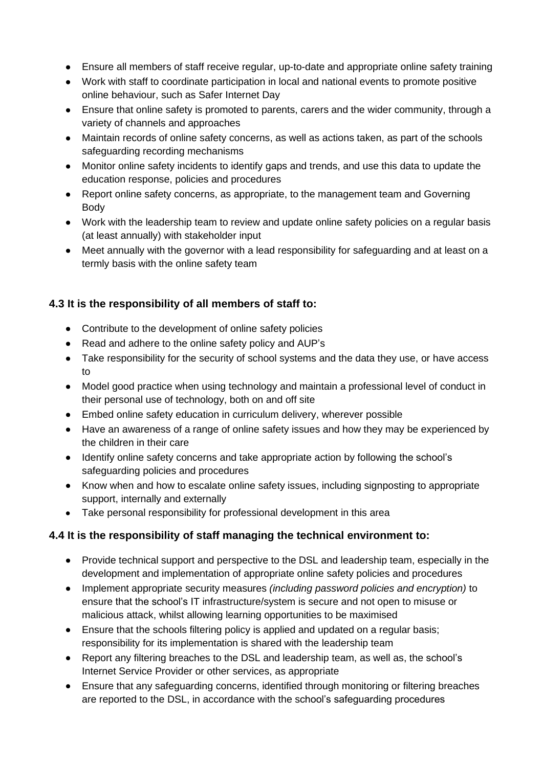- Ensure all members of staff receive regular, up-to-date and appropriate online safety training
- Work with staff to coordinate participation in local and national events to promote positive online behaviour, such as Safer Internet Day
- Ensure that online safety is promoted to parents, carers and the wider community, through a variety of channels and approaches
- Maintain records of online safety concerns, as well as actions taken, as part of the schools safeguarding recording mechanisms
- Monitor online safety incidents to identify gaps and trends, and use this data to update the education response, policies and procedures
- Report online safety concerns, as appropriate, to the management team and Governing Body
- Work with the leadership team to review and update online safety policies on a regular basis (at least annually) with stakeholder input
- Meet annually with the governor with a lead responsibility for safeguarding and at least on a termly basis with the online safety team

### 4.3 It is the responsibility of all members of staff to:

- Contribute to the development of online safety policies
- Read and adhere to the online safety policy and AUP's
- Take responsibility for the security of school systems and the data they use, or have access to
- Model good practice when using technology and maintain a professional level of conduct in their personal use of technology, both on and off site
- Embed online safety education in curriculum delivery, wherever possible
- Have an awareness of a range of online safety issues and how they may be experienced by the children in their care
- Identify online safety concerns and take appropriate action by following the school's safeguarding policies and procedures
- Know when and how to escalate online safety issues, including signposting to appropriate support, internally and externally
- Take personal responsibility for professional development in this area

### 4.4 It is the responsibility of staff managing the technical environment to:

- Provide technical support and perspective to the DSL and leadership team, especially in the development and implementation of appropriate online safety policies and procedures
- Implement appropriate security measures *(including password policies and encryption)* to ensure that the school's IT infrastructure/system is secure and not open to misuse or malicious attack, whilst allowing learning opportunities to be maximised
- Ensure that the schools filtering policy is applied and updated on a regular basis; responsibility for its implementation is shared with the leadership team
- Report any filtering breaches to the DSL and leadership team, as well as, the school's Internet Service Provider or other services, as appropriate
- Ensure that any safeguarding concerns, identified through monitoring or filtering breaches are reported to the DSL, in accordance with the school's safeguarding procedures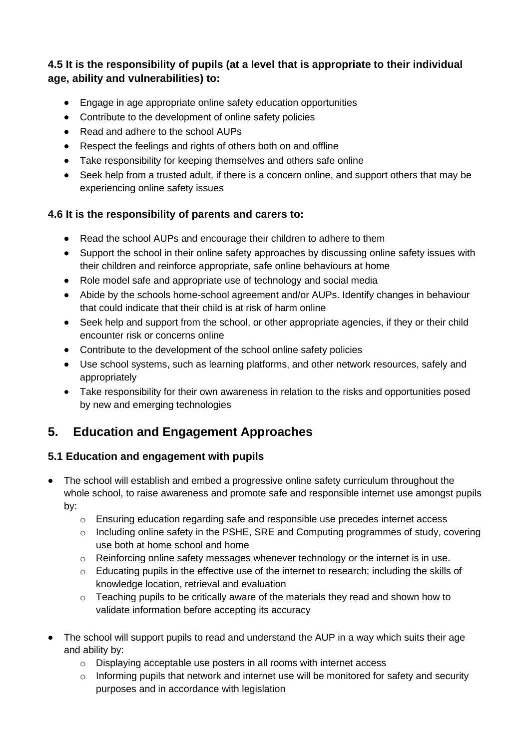### 4.5 It is the responsibility of pupils (at a level that is appropriate to their individual age, ability and vulnerabilities) to:

- Engage in age appropriate online safety education opportunities
- Contribute to the development of online safety policies
- Read and adhere to the school AUPs
- Respect the feelings and rights of others both on and offline
- Take responsibility for keeping themselves and others safe online
- Seek help from a trusted adult, if there is a concern online, and support others that may be experiencing online safety issues

### 4.6 It is the responsibility of parents and carers to:

- Read the school AUPs and encourage their children to adhere to them
- Support the school in their online safety approaches by discussing online safety issues with their children and reinforce appropriate, safe online behaviours at home
- Role model safe and appropriate use of technology and social media
- Abide by the schools home-school agreement and/or AUPs. Identify changes in behaviour that could indicate that their child is at risk of harm online
- Seek help and support from the school, or other appropriate agencies, if they or their child encounter risk or concerns online
- Contribute to the development of the school online safety policies
- Use school systems, such as learning platforms, and other network resources, safely and appropriately
- Take responsibility for their own awareness in relation to the risks and opportunities posed by new and emerging technologies

## 5. Education and Engagement Approaches

### 5.1 Education and engagement with pupils

- The school will establish and embed a progressive online safety curriculum throughout the whole school, to raise awareness and promote safe and responsible internet use amongst pupils by:
  - Ensuring education regarding safe and responsible use precedes internet access
  - Including online safety in the PSHE, SRE and Computing programmes of study, covering use both at home school and home
  - Reinforcing online safety messages whenever technology or the internet is in use.
  - Educating pupils in the effective use of the internet to research; including the skills of knowledge location, retrieval and evaluation
  - Teaching pupils to be critically aware of the materials they read and shown how to validate information before accepting its accuracy

- The school will support pupils to read and understand the AUP in a way which suits their age and ability by:
  - Displaying acceptable use posters in all rooms with internet access
  - Informing pupils that network and internet use will be monitored for safety and security purposes and in accordance with legislation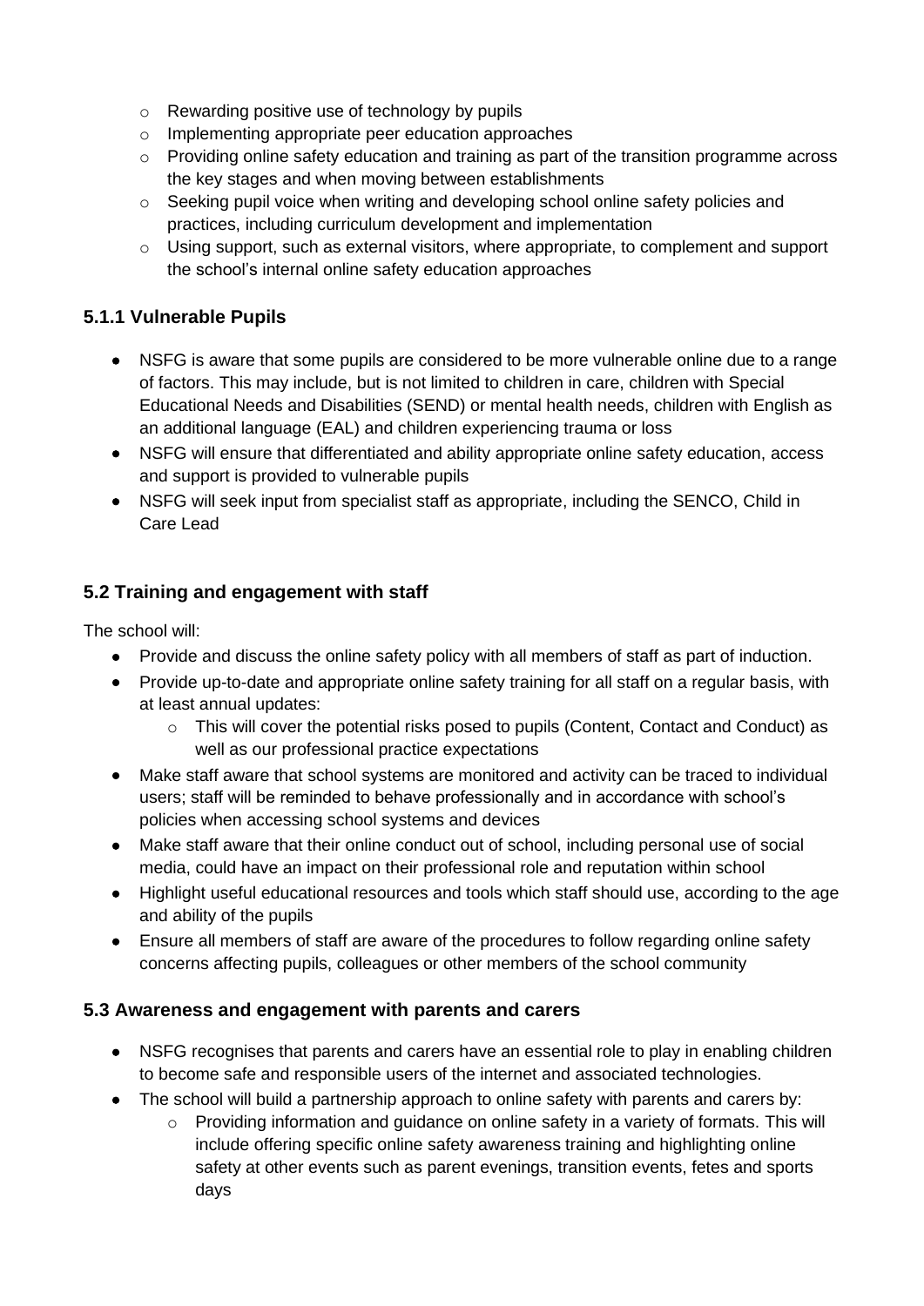- Rewarding positive use of technology by pupils
  - Implementing appropriate peer education approaches
  - Providing online safety education and training as part of the transition programme across the key stages and when moving between establishments
  - Seeking pupil voice when writing and developing school online safety policies and practices, including curriculum development and implementation
  - Using support, such as external visitors, where appropriate, to complement and support the school's internal online safety education approaches

### 5.1.1 Vulnerable Pupils

- NSFG is aware that some pupils are considered to be more vulnerable online due to a range of factors. This may include, but is not limited to children in care, children with Special Educational Needs and Disabilities (SEND) or mental health needs, children with English as an additional language (EAL) and children experiencing trauma or loss
- NSFG will ensure that differentiated and ability appropriate online safety education, access and support is provided to vulnerable pupils
- NSFG will seek input from specialist staff as appropriate, including the SENCO, Child in Care Lead

### 5.2 Training and engagement with staff

The school will:

- Provide and discuss the online safety policy with all members of staff as part of induction.
- Provide up-to-date and appropriate online safety training for all staff on a regular basis, with at least annual updates:
  - This will cover the potential risks posed to pupils (Content, Contact and Conduct) as well as our professional practice expectations
- Make staff aware that school systems are monitored and activity can be traced to individual users; staff will be reminded to behave professionally and in accordance with school's policies when accessing school systems and devices
- Make staff aware that their online conduct out of school, including personal use of social media, could have an impact on their professional role and reputation within school
- Highlight useful educational resources and tools which staff should use, according to the age and ability of the pupils
- Ensure all members of staff are aware of the procedures to follow regarding online safety concerns affecting pupils, colleagues or other members of the school community

### 5.3 Awareness and engagement with parents and carers

- NSFG recognises that parents and carers have an essential role to play in enabling children to become safe and responsible users of the internet and associated technologies.
- The school will build a partnership approach to online safety with parents and carers by:
  - Providing information and guidance on online safety in a variety of formats. This will include offering specific online safety awareness training and highlighting online safety at other events such as parent evenings, transition events, fetes and sports days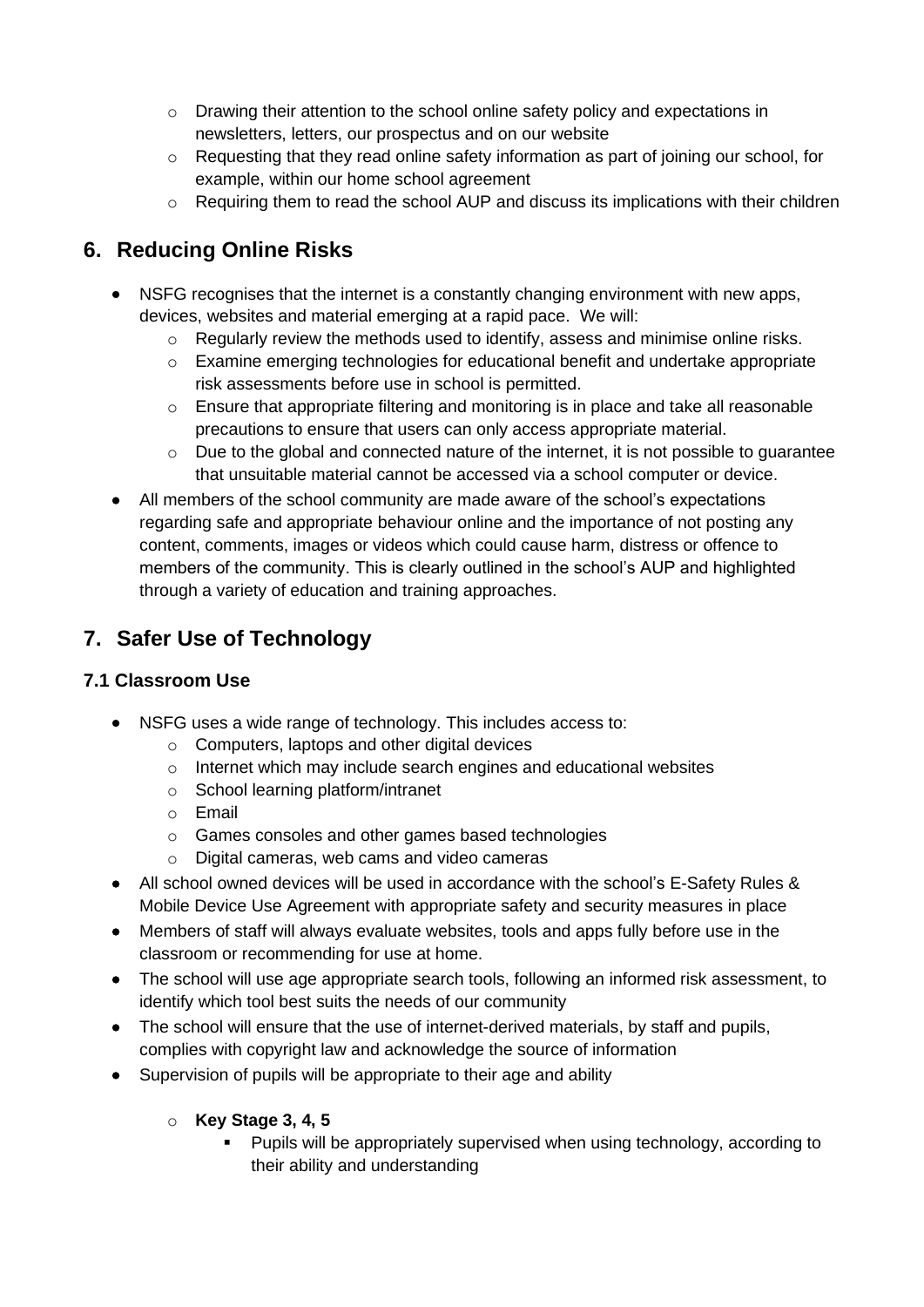- Drawing their attention to the school online safety policy and expectations in newsletters, letters, our prospectus and on our website
  - Requesting that they read online safety information as part of joining our school, for example, within our home school agreement
  - Requiring them to read the school AUP and discuss its implications with their children

## 6. Reducing Online Risks

- NSFG recognises that the internet is a constantly changing environment with new apps, devices, websites and material emerging at a rapid pace. We will:
  - Regularly review the methods used to identify, assess and minimise online risks.
  - Examine emerging technologies for educational benefit and undertake appropriate risk assessments before use in school is permitted.
  - Ensure that appropriate filtering and monitoring is in place and take all reasonable precautions to ensure that users can only access appropriate material.
  - Due to the global and connected nature of the internet, it is not possible to guarantee that unsuitable material cannot be accessed via a school computer or device.
- All members of the school community are made aware of the school's expectations regarding safe and appropriate behaviour online and the importance of not posting any content, comments, images or videos which could cause harm, distress or offence to members of the community. This is clearly outlined in the school's AUP and highlighted through a variety of education and training approaches.

## 7. Safer Use of Technology

### 7.1 Classroom Use

- NSFG uses a wide range of technology. This includes access to:
  - Computers, laptops and other digital devices
  - Internet which may include search engines and educational websites
  - School learning platform/intranet
  - Email
  - Games consoles and other games based technologies
  - Digital cameras, web cams and video cameras
- All school owned devices will be used in accordance with the school's E-Safety Rules & Mobile Device Use Agreement with appropriate safety and security measures in place
- Members of staff will always evaluate websites, tools and apps fully before use in the classroom or recommending for use at home.
- The school will use age appropriate search tools, following an informed risk assessment, to identify which tool best suits the needs of our community
- The school will ensure that the use of internet-derived materials, by staff and pupils, complies with copyright law and acknowledge the source of information
- Supervision of pupils will be appropriate to their age and ability
  - **Key Stage 3, 4, 5**
    - Pupils will be appropriately supervised when using technology, according to their ability and understanding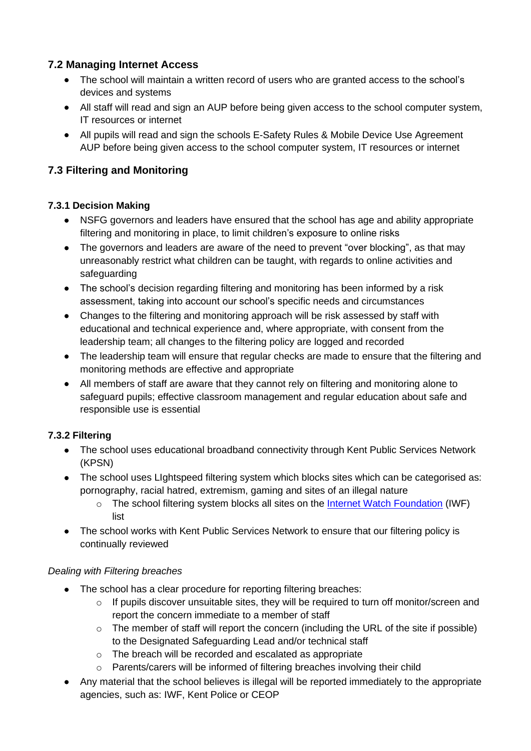### 7.2 Managing Internet Access

- The school will maintain a written record of users who are granted access to the school's devices and systems
- All staff will read and sign an AUP before being given access to the school computer system, IT resources or internet
- All pupils will read and sign the schools E-Safety Rules & Mobile Device Use Agreement AUP before being given access to the school computer system, IT resources or internet

### 7.3 Filtering and Monitoring

#### 7.3.1 Decision Making

- NSFG governors and leaders have ensured that the school has age and ability appropriate filtering and monitoring in place, to limit children's exposure to online risks
- The governors and leaders are aware of the need to prevent "over blocking", as that may unreasonably restrict what children can be taught, with regards to online activities and safeguarding
- The school's decision regarding filtering and monitoring has been informed by a risk assessment, taking into account our school's specific needs and circumstances
- Changes to the filtering and monitoring approach will be risk assessed by staff with educational and technical experience and, where appropriate, with consent from the leadership team; all changes to the filtering policy are logged and recorded
- The leadership team will ensure that regular checks are made to ensure that the filtering and monitoring methods are effective and appropriate
- All members of staff are aware that they cannot rely on filtering and monitoring alone to safeguard pupils; effective classroom management and regular education about safe and responsible use is essential

#### 7.3.2 Filtering

- The school uses educational broadband connectivity through Kent Public Services Network (KPSN)
- The school uses LIghtspeed filtering system which blocks sites which can be categorised as: pornography, racial hatred, extremism, gaming and sites of an illegal nature
  - The school filtering system blocks all sites on the [Internet Watch Foundation](https://www.iwf.org.uk) (IWF) list
- The school works with Kent Public Services Network to ensure that our filtering policy is continually reviewed

*Dealing with Filtering breaches*

- The school has a clear procedure for reporting filtering breaches:
  - If pupils discover unsuitable sites, they will be required to turn off monitor/screen and report the concern immediate to a member of staff
  - The member of staff will report the concern (including the URL of the site if possible) to the Designated Safeguarding Lead and/or technical staff
  - The breach will be recorded and escalated as appropriate
  - Parents/carers will be informed of filtering breaches involving their child
- Any material that the school believes is illegal will be reported immediately to the appropriate agencies, such as: IWF, Kent Police or CEOP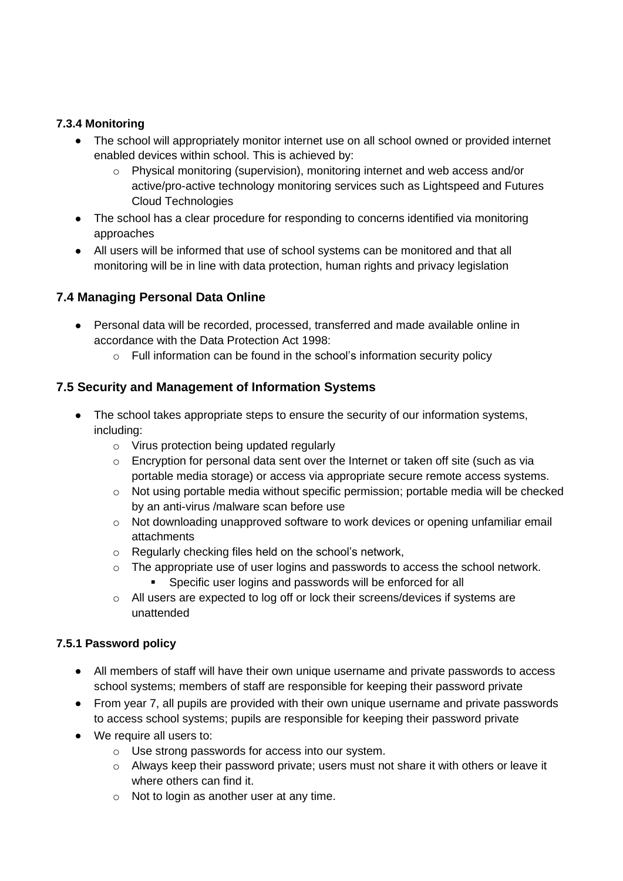#### 7.3.4 Monitoring

- The school will appropriately monitor internet use on all school owned or provided internet enabled devices within school. This is achieved by:
  - Physical monitoring (supervision), monitoring internet and web access and/or active/pro-active technology monitoring services such as Lightspeed and Futures Cloud Technologies
- The school has a clear procedure for responding to concerns identified via monitoring approaches
- All users will be informed that use of school systems can be monitored and that all monitoring will be in line with data protection, human rights and privacy legislation

### 7.4 Managing Personal Data Online

- Personal data will be recorded, processed, transferred and made available online in accordance with the Data Protection Act 1998:
  - Full information can be found in the school's information security policy

### 7.5 Security and Management of Information Systems

- The school takes appropriate steps to ensure the security of our information systems, including:
  - Virus protection being updated regularly
  - Encryption for personal data sent over the Internet or taken off site (such as via portable media storage) or access via appropriate secure remote access systems.
  - Not using portable media without specific permission; portable media will be checked by an anti-virus /malware scan before use
  - Not downloading unapproved software to work devices or opening unfamiliar email attachments
  - Regularly checking files held on the school's network,
  - The appropriate use of user logins and passwords to access the school network.
    - Specific user logins and passwords will be enforced for all
  - All users are expected to log off or lock their screens/devices if systems are unattended

#### 7.5.1 Password policy

- All members of staff will have their own unique username and private passwords to access school systems; members of staff are responsible for keeping their password private
- From year 7, all pupils are provided with their own unique username and private passwords to access school systems; pupils are responsible for keeping their password private
- We require all users to:
  - Use strong passwords for access into our system.
  - Always keep their password private; users must not share it with others or leave it where others can find it.
  - Not to login as another user at any time.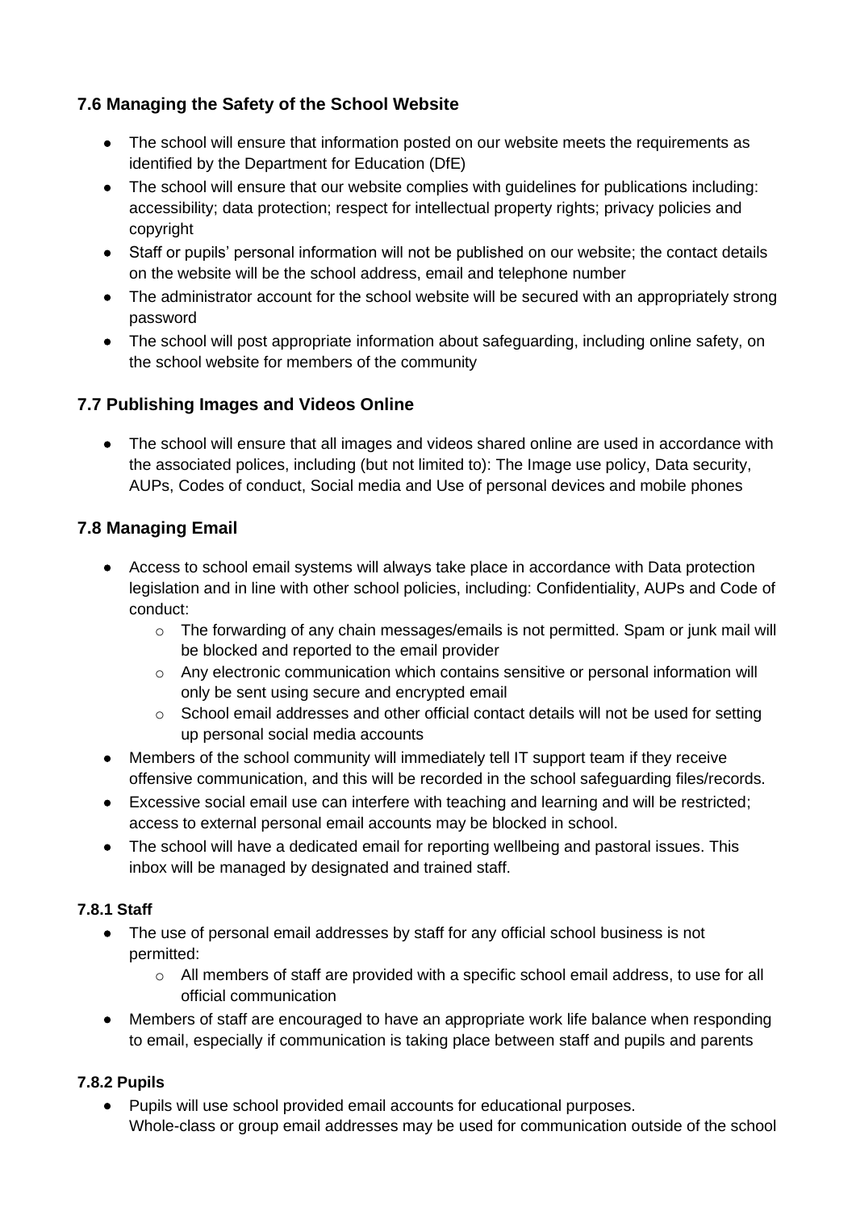### 7.6 Managing the Safety of the School Website

- The school will ensure that information posted on our website meets the requirements as identified by the Department for Education (DfE)
- The school will ensure that our website complies with guidelines for publications including: accessibility; data protection; respect for intellectual property rights; privacy policies and copyright
- Staff or pupils' personal information will not be published on our website; the contact details on the website will be the school address, email and telephone number
- The administrator account for the school website will be secured with an appropriately strong password
- The school will post appropriate information about safeguarding, including online safety, on the school website for members of the community

### 7.7 Publishing Images and Videos Online

- The school will ensure that all images and videos shared online are used in accordance with the associated polices, including (but not limited to): The Image use policy, Data security, AUPs, Codes of conduct, Social media and Use of personal devices and mobile phones

### 7.8 Managing Email

- Access to school email systems will always take place in accordance with Data protection legislation and in line with other school policies, including: Confidentiality, AUPs and Code of conduct:
  - The forwarding of any chain messages/emails is not permitted. Spam or junk mail will be blocked and reported to the email provider
  - Any electronic communication which contains sensitive or personal information will only be sent using secure and encrypted email
  - School email addresses and other official contact details will not be used for setting up personal social media accounts
- Members of the school community will immediately tell IT support team if they receive offensive communication, and this will be recorded in the school safeguarding files/records.
- Excessive social email use can interfere with teaching and learning and will be restricted; access to external personal email accounts may be blocked in school.
- The school will have a dedicated email for reporting wellbeing and pastoral issues. This inbox will be managed by designated and trained staff.

#### 7.8.1 Staff

- The use of personal email addresses by staff for any official school business is not permitted:
  - All members of staff are provided with a specific school email address, to use for all official communication
- Members of staff are encouraged to have an appropriate work life balance when responding to email, especially if communication is taking place between staff and pupils and parents

#### 7.8.2 Pupils

- Pupils will use school provided email accounts for educational purposes.
  Whole-class or group email addresses may be used for communication outside of the school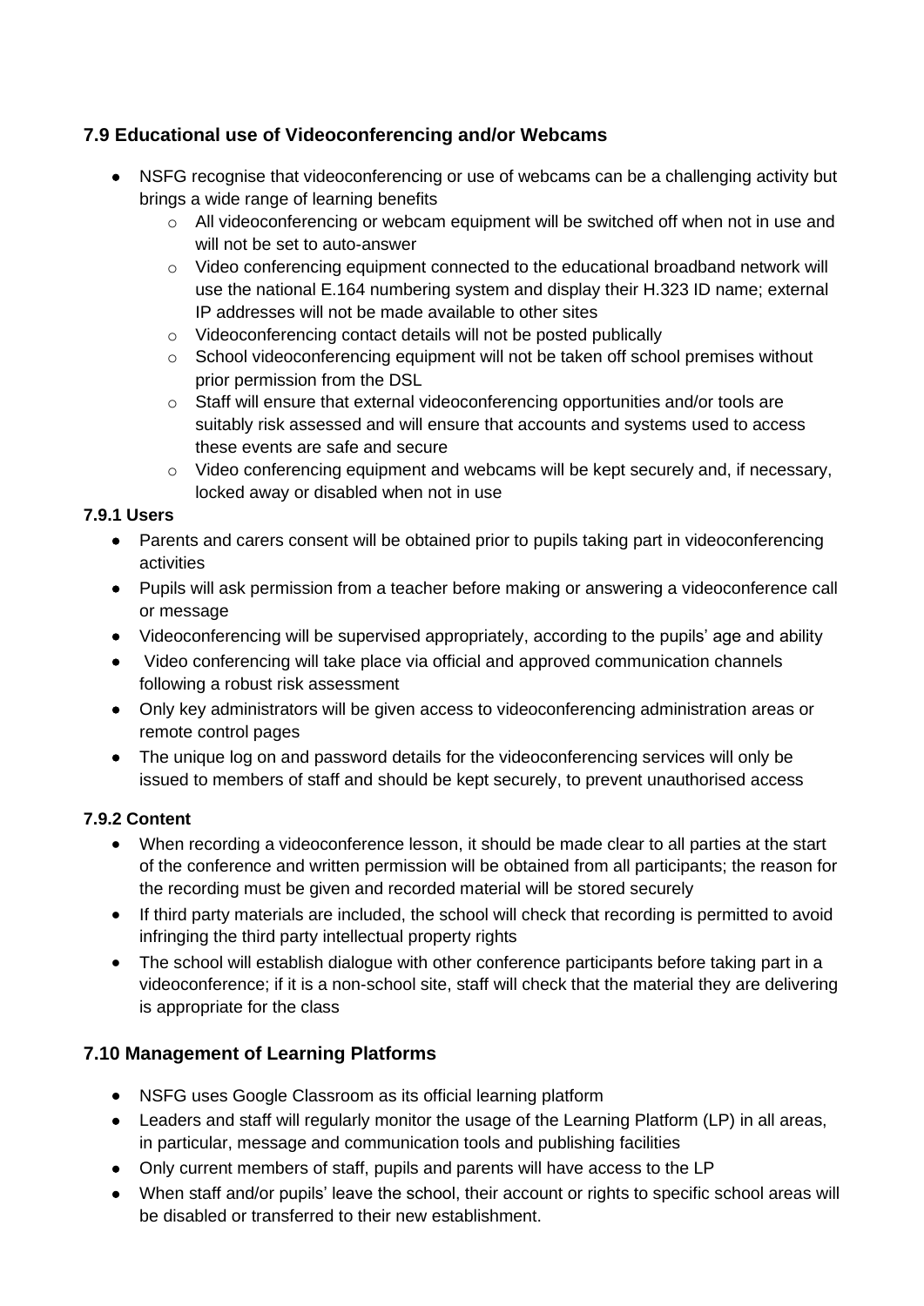### 7.9 Educational use of Videoconferencing and/or Webcams

- NSFG recognise that videoconferencing or use of webcams can be a challenging activity but brings a wide range of learning benefits
  - All videoconferencing or webcam equipment will be switched off when not in use and will not be set to auto-answer
  - Video conferencing equipment connected to the educational broadband network will use the national E.164 numbering system and display their H.323 ID name; external IP addresses will not be made available to other sites
  - Videoconferencing contact details will not be posted publically
  - School videoconferencing equipment will not be taken off school premises without prior permission from the DSL
  - Staff will ensure that external videoconferencing opportunities and/or tools are suitably risk assessed and will ensure that accounts and systems used to access these events are safe and secure
  - Video conferencing equipment and webcams will be kept securely and, if necessary, locked away or disabled when not in use

#### 7.9.1 Users

- Parents and carers consent will be obtained prior to pupils taking part in videoconferencing activities
- Pupils will ask permission from a teacher before making or answering a videoconference call or message
- Videoconferencing will be supervised appropriately, according to the pupils' age and ability
- Video conferencing will take place via official and approved communication channels following a robust risk assessment
- Only key administrators will be given access to videoconferencing administration areas or remote control pages
- The unique log on and password details for the videoconferencing services will only be issued to members of staff and should be kept securely, to prevent unauthorised access

#### 7.9.2 Content

- When recording a videoconference lesson, it should be made clear to all parties at the start of the conference and written permission will be obtained from all participants; the reason for the recording must be given and recorded material will be stored securely
- If third party materials are included, the school will check that recording is permitted to avoid infringing the third party intellectual property rights
- The school will establish dialogue with other conference participants before taking part in a videoconference; if it is a non-school site, staff will check that the material they are delivering is appropriate for the class

### 7.10 Management of Learning Platforms

- NSFG uses Google Classroom as its official learning platform
- Leaders and staff will regularly monitor the usage of the Learning Platform (LP) in all areas, in particular, message and communication tools and publishing facilities
- Only current members of staff, pupils and parents will have access to the LP
- When staff and/or pupils' leave the school, their account or rights to specific school areas will be disabled or transferred to their new establishment.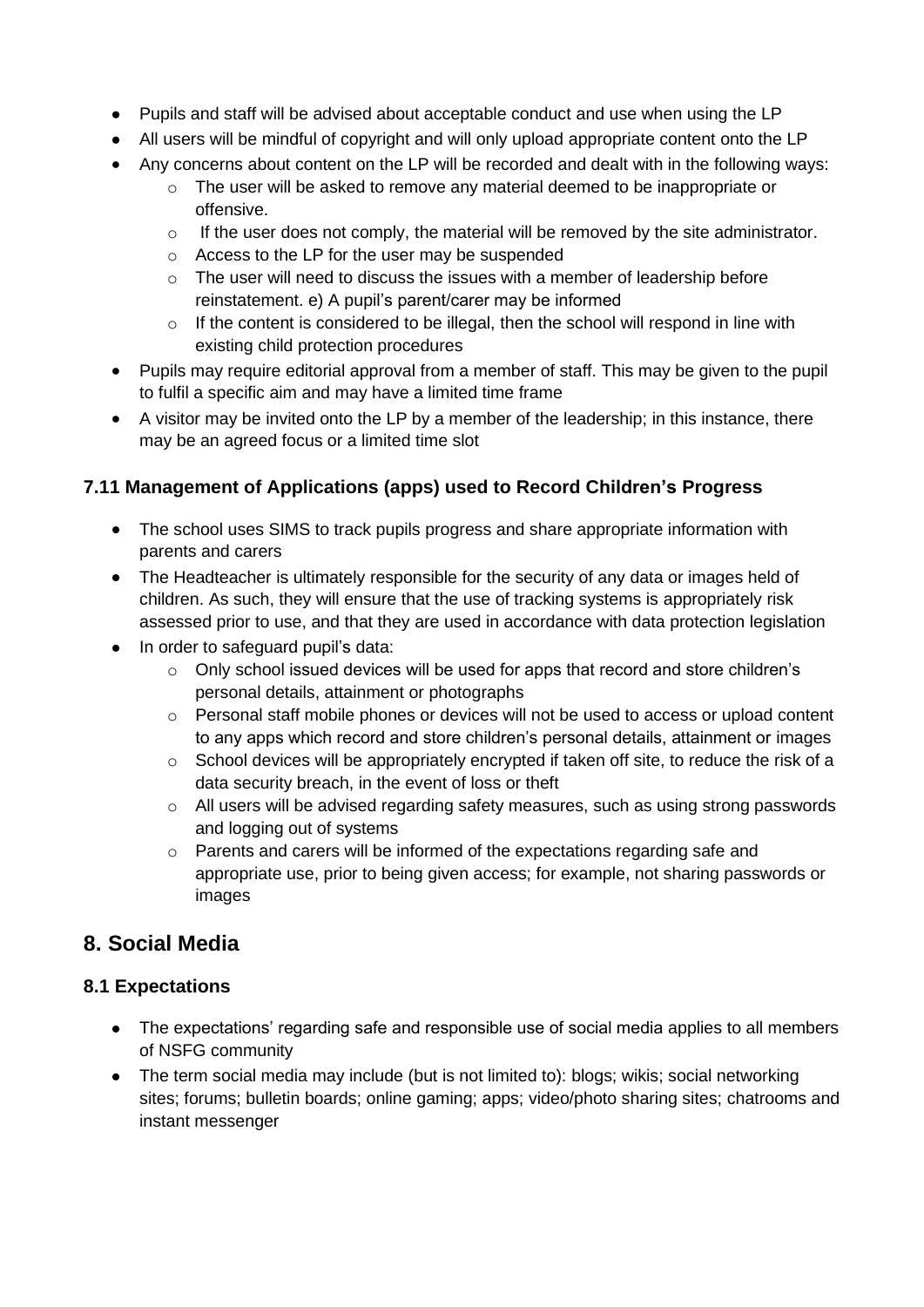- Pupils and staff will be advised about acceptable conduct and use when using the LP
- All users will be mindful of copyright and will only upload appropriate content onto the LP
- Any concerns about content on the LP will be recorded and dealt with in the following ways:
    - The user will be asked to remove any material deemed to be inappropriate or offensive.
    - If the user does not comply, the material will be removed by the site administrator.
    - Access to the LP for the user may be suspended
    - The user will need to discuss the issues with a member of leadership before reinstatement. e) A pupil's parent/carer may be informed
    - If the content is considered to be illegal, then the school will respond in line with existing child protection procedures
- Pupils may require editorial approval from a member of staff. This may be given to the pupil to fulfil a specific aim and may have a limited time frame
- A visitor may be invited onto the LP by a member of the leadership; in this instance, there may be an agreed focus or a limited time slot

### 7.11 Management of Applications (apps) used to Record Children's Progress

- The school uses SIMS to track pupils progress and share appropriate information with parents and carers
- The Headteacher is ultimately responsible for the security of any data or images held of children. As such, they will ensure that the use of tracking systems is appropriately risk assessed prior to use, and that they are used in accordance with data protection legislation
- In order to safeguard pupil's data:
    - Only school issued devices will be used for apps that record and store children's personal details, attainment or photographs
    - Personal staff mobile phones or devices will not be used to access or upload content to any apps which record and store children's personal details, attainment or images
    - School devices will be appropriately encrypted if taken off site, to reduce the risk of a data security breach, in the event of loss or theft
    - All users will be advised regarding safety measures, such as using strong passwords and logging out of systems
    - Parents and carers will be informed of the expectations regarding safe and appropriate use, prior to being given access; for example, not sharing passwords or images

## 8. Social Media

### 8.1 Expectations

- The expectations' regarding safe and responsible use of social media applies to all members of NSFG community
- The term social media may include (but is not limited to): blogs; wikis; social networking sites; forums; bulletin boards; online gaming; apps; video/photo sharing sites; chatrooms and instant messenger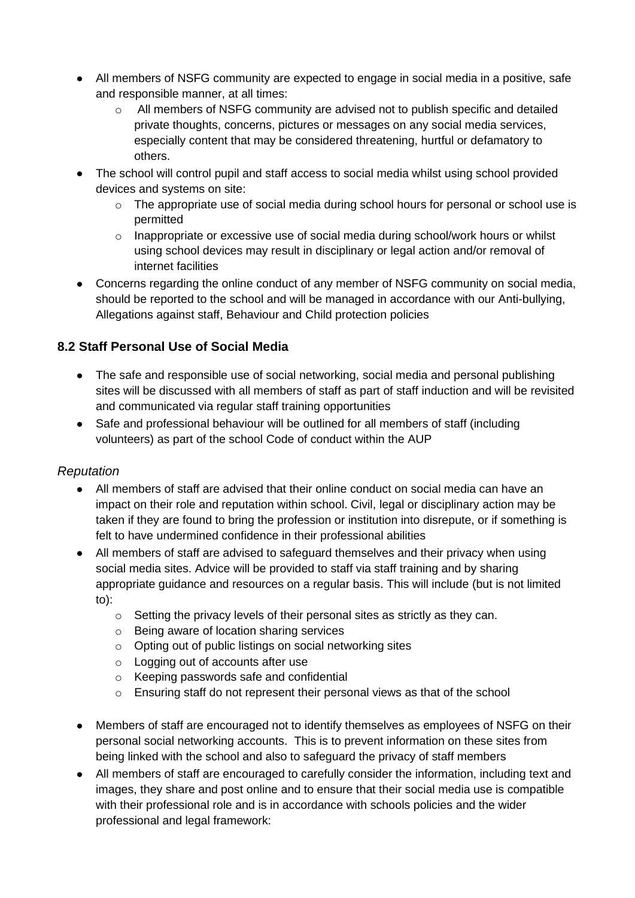- All members of NSFG community are expected to engage in social media in a positive, safe and responsible manner, at all times:
    - All members of NSFG community are advised not to publish specific and detailed private thoughts, concerns, pictures or messages on any social media services, especially content that may be considered threatening, hurtful or defamatory to others.
- The school will control pupil and staff access to social media whilst using school provided devices and systems on site:
    - The appropriate use of social media during school hours for personal or school use is permitted
    - Inappropriate or excessive use of social media during school/work hours or whilst using school devices may result in disciplinary or legal action and/or removal of internet facilities
- Concerns regarding the online conduct of any member of NSFG community on social media, should be reported to the school and will be managed in accordance with our Anti-bullying, Allegations against staff, Behaviour and Child protection policies

### 8.2 Staff Personal Use of Social Media

- The safe and responsible use of social networking, social media and personal publishing sites will be discussed with all members of staff as part of staff induction and will be revisited and communicated via regular staff training opportunities
- Safe and professional behaviour will be outlined for all members of staff (including volunteers) as part of the school Code of conduct within the AUP

*Reputation*

- All members of staff are advised that their online conduct on social media can have an impact on their role and reputation within school. Civil, legal or disciplinary action may be taken if they are found to bring the profession or institution into disrepute, or if something is felt to have undermined confidence in their professional abilities
- All members of staff are advised to safeguard themselves and their privacy when using social media sites. Advice will be provided to staff via staff training and by sharing appropriate guidance and resources on a regular basis. This will include (but is not limited to):
    - Setting the privacy levels of their personal sites as strictly as they can.
    - Being aware of location sharing services
    - Opting out of public listings on social networking sites
    - Logging out of accounts after use
    - Keeping passwords safe and confidential
    - Ensuring staff do not represent their personal views as that of the school
- Members of staff are encouraged not to identify themselves as employees of NSFG on their personal social networking accounts. This is to prevent information on these sites from being linked with the school and also to safeguard the privacy of staff members
- All members of staff are encouraged to carefully consider the information, including text and images, they share and post online and to ensure that their social media use is compatible with their professional role and is in accordance with schools policies and the wider professional and legal framework: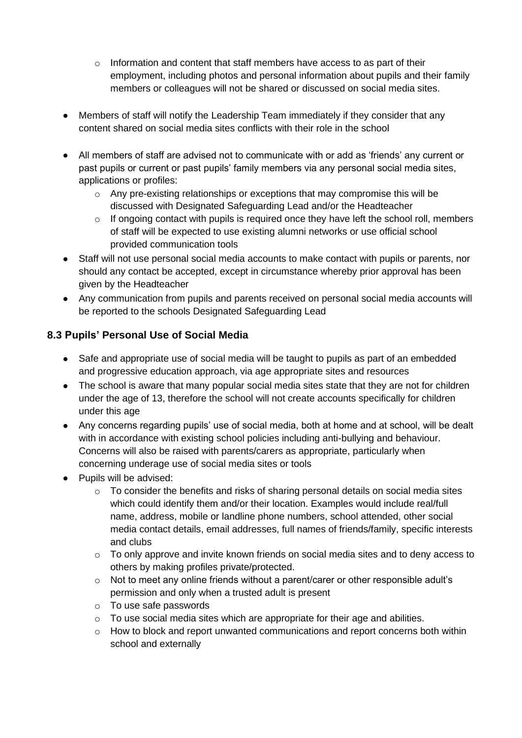- Information and content that staff members have access to as part of their employment, including photos and personal information about pupils and their family members or colleagues will not be shared or discussed on social media sites.

- Members of staff will notify the Leadership Team immediately if they consider that any content shared on social media sites conflicts with their role in the school

- All members of staff are advised not to communicate with or add as 'friends' any current or past pupils or current or past pupils' family members via any personal social media sites, applications or profiles:
    - Any pre-existing relationships or exceptions that may compromise this will be discussed with Designated Safeguarding Lead and/or the Headteacher
    - If ongoing contact with pupils is required once they have left the school roll, members of staff will be expected to use existing alumni networks or use official school provided communication tools
- Staff will not use personal social media accounts to make contact with pupils or parents, nor should any contact be accepted, except in circumstance whereby prior approval has been given by the Headteacher
- Any communication from pupils and parents received on personal social media accounts will be reported to the schools Designated Safeguarding Lead

### 8.3 Pupils' Personal Use of Social Media

- Safe and appropriate use of social media will be taught to pupils as part of an embedded and progressive education approach, via age appropriate sites and resources
- The school is aware that many popular social media sites state that they are not for children under the age of 13, therefore the school will not create accounts specifically for children under this age
- Any concerns regarding pupils' use of social media, both at home and at school, will be dealt with in accordance with existing school policies including anti-bullying and behaviour. Concerns will also be raised with parents/carers as appropriate, particularly when concerning underage use of social media sites or tools
- Pupils will be advised:
    - To consider the benefits and risks of sharing personal details on social media sites which could identify them and/or their location. Examples would include real/full name, address, mobile or landline phone numbers, school attended, other social media contact details, email addresses, full names of friends/family, specific interests and clubs
    - To only approve and invite known friends on social media sites and to deny access to others by making profiles private/protected.
    - Not to meet any online friends without a parent/carer or other responsible adult's permission and only when a trusted adult is present
    - To use safe passwords
    - To use social media sites which are appropriate for their age and abilities.
    - How to block and report unwanted communications and report concerns both within school and externally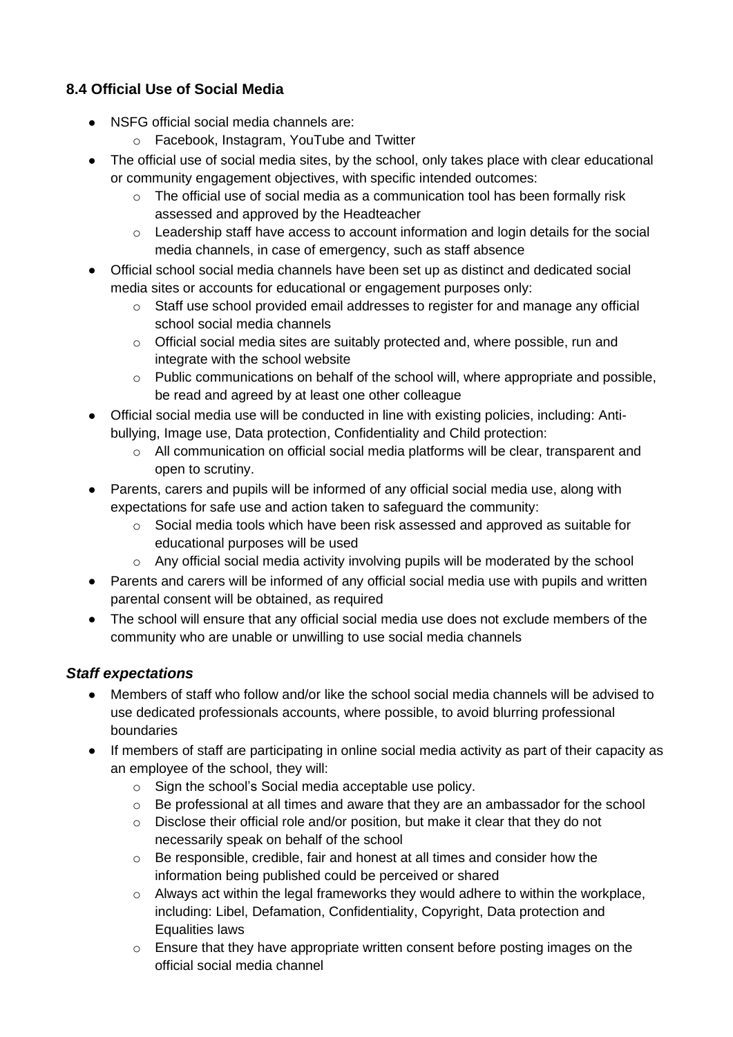### 8.4 Official Use of Social Media

- NSFG official social media channels are:
  - Facebook, Instagram, YouTube and Twitter
- The official use of social media sites, by the school, only takes place with clear educational or community engagement objectives, with specific intended outcomes:
  - The official use of social media as a communication tool has been formally risk assessed and approved by the Headteacher
  - Leadership staff have access to account information and login details for the social media channels, in case of emergency, such as staff absence
- Official school social media channels have been set up as distinct and dedicated social media sites or accounts for educational or engagement purposes only:
  - Staff use school provided email addresses to register for and manage any official school social media channels
  - Official social media sites are suitably protected and, where possible, run and integrate with the school website
  - Public communications on behalf of the school will, where appropriate and possible, be read and agreed by at least one other colleague
- Official social media use will be conducted in line with existing policies, including: Anti-bullying, Image use, Data protection, Confidentiality and Child protection:
  - All communication on official social media platforms will be clear, transparent and open to scrutiny.
- Parents, carers and pupils will be informed of any official social media use, along with expectations for safe use and action taken to safeguard the community:
  - Social media tools which have been risk assessed and approved as suitable for educational purposes will be used
  - Any official social media activity involving pupils will be moderated by the school
- Parents and carers will be informed of any official social media use with pupils and written parental consent will be obtained, as required
- The school will ensure that any official social media use does not exclude members of the community who are unable or unwilling to use social media channels

#### *Staff expectations*

- Members of staff who follow and/or like the school social media channels will be advised to use dedicated professionals accounts, where possible, to avoid blurring professional boundaries
- If members of staff are participating in online social media activity as part of their capacity as an employee of the school, they will:
  - Sign the school's Social media acceptable use policy.
  - Be professional at all times and aware that they are an ambassador for the school
  - Disclose their official role and/or position, but make it clear that they do not necessarily speak on behalf of the school
  - Be responsible, credible, fair and honest at all times and consider how the information being published could be perceived or shared
  - Always act within the legal frameworks they would adhere to within the workplace, including: Libel, Defamation, Confidentiality, Copyright, Data protection and Equalities laws
  - Ensure that they have appropriate written consent before posting images on the official social media channel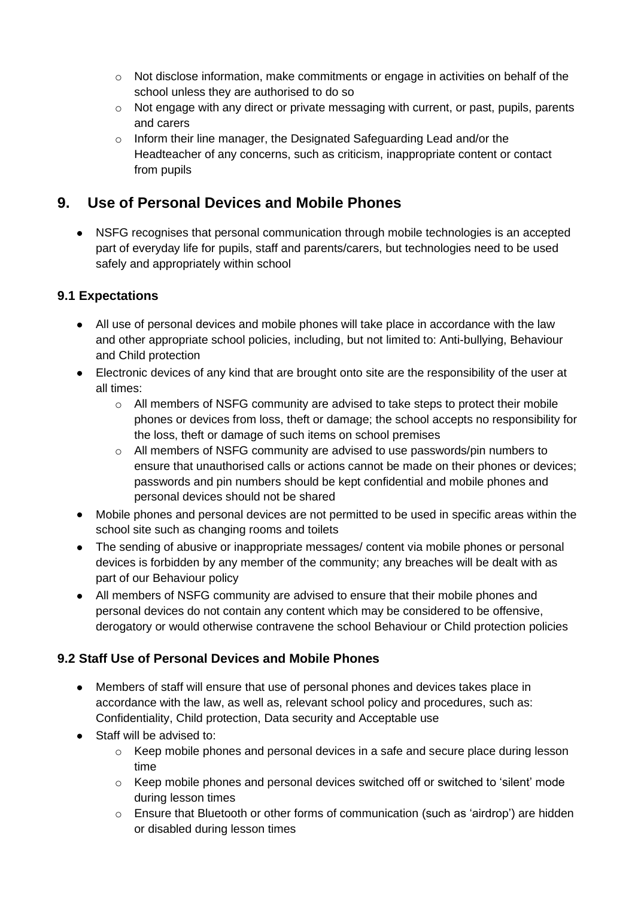- Not disclose information, make commitments or engage in activities on behalf of the school unless they are authorised to do so
    - Not engage with any direct or private messaging with current, or past, pupils, parents and carers
    - Inform their line manager, the Designated Safeguarding Lead and/or the Headteacher of any concerns, such as criticism, inappropriate content or contact from pupils

## 9. Use of Personal Devices and Mobile Phones

- NSFG recognises that personal communication through mobile technologies is an accepted part of everyday life for pupils, staff and parents/carers, but technologies need to be used safely and appropriately within school

### 9.1 Expectations

- All use of personal devices and mobile phones will take place in accordance with the law and other appropriate school policies, including, but not limited to: Anti-bullying, Behaviour and Child protection
- Electronic devices of any kind that are brought onto site are the responsibility of the user at all times:
    - All members of NSFG community are advised to take steps to protect their mobile phones or devices from loss, theft or damage; the school accepts no responsibility for the loss, theft or damage of such items on school premises
    - All members of NSFG community are advised to use passwords/pin numbers to ensure that unauthorised calls or actions cannot be made on their phones or devices; passwords and pin numbers should be kept confidential and mobile phones and personal devices should not be shared
- Mobile phones and personal devices are not permitted to be used in specific areas within the school site such as changing rooms and toilets
- The sending of abusive or inappropriate messages/ content via mobile phones or personal devices is forbidden by any member of the community; any breaches will be dealt with as part of our Behaviour policy
- All members of NSFG community are advised to ensure that their mobile phones and personal devices do not contain any content which may be considered to be offensive, derogatory or would otherwise contravene the school Behaviour or Child protection policies

### 9.2 Staff Use of Personal Devices and Mobile Phones

- Members of staff will ensure that use of personal phones and devices takes place in accordance with the law, as well as, relevant school policy and procedures, such as: Confidentiality, Child protection, Data security and Acceptable use
- Staff will be advised to:
    - Keep mobile phones and personal devices in a safe and secure place during lesson time
    - Keep mobile phones and personal devices switched off or switched to 'silent' mode during lesson times
    - Ensure that Bluetooth or other forms of communication (such as 'airdrop') are hidden or disabled during lesson times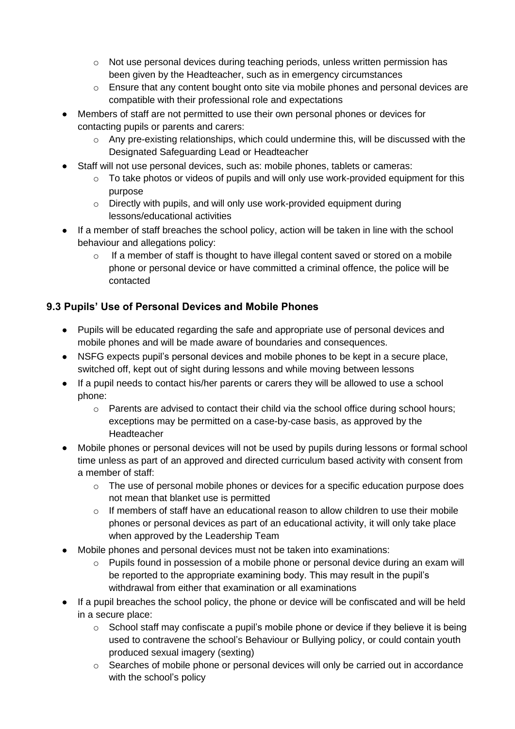- Not use personal devices during teaching periods, unless written permission has been given by the Headteacher, such as in emergency circumstances
    - Ensure that any content bought onto site via mobile phones and personal devices are compatible with their professional role and expectations
- Members of staff are not permitted to use their own personal phones or devices for contacting pupils or parents and carers:
    - Any pre-existing relationships, which could undermine this, will be discussed with the Designated Safeguarding Lead or Headteacher
- Staff will not use personal devices, such as: mobile phones, tablets or cameras:
    - To take photos or videos of pupils and will only use work-provided equipment for this purpose
    - Directly with pupils, and will only use work-provided equipment during lessons/educational activities
- If a member of staff breaches the school policy, action will be taken in line with the school behaviour and allegations policy:
    - If a member of staff is thought to have illegal content saved or stored on a mobile phone or personal device or have committed a criminal offence, the police will be contacted

### 9.3 Pupils' Use of Personal Devices and Mobile Phones

- Pupils will be educated regarding the safe and appropriate use of personal devices and mobile phones and will be made aware of boundaries and consequences.
- NSFG expects pupil's personal devices and mobile phones to be kept in a secure place, switched off, kept out of sight during lessons and while moving between lessons
- If a pupil needs to contact his/her parents or carers they will be allowed to use a school phone:
    - Parents are advised to contact their child via the school office during school hours; exceptions may be permitted on a case-by-case basis, as approved by the Headteacher
- Mobile phones or personal devices will not be used by pupils during lessons or formal school time unless as part of an approved and directed curriculum based activity with consent from a member of staff:
    - The use of personal mobile phones or devices for a specific education purpose does not mean that blanket use is permitted
    - If members of staff have an educational reason to allow children to use their mobile phones or personal devices as part of an educational activity, it will only take place when approved by the Leadership Team
- Mobile phones and personal devices must not be taken into examinations:
    - Pupils found in possession of a mobile phone or personal device during an exam will be reported to the appropriate examining body. This may result in the pupil's withdrawal from either that examination or all examinations
- If a pupil breaches the school policy, the phone or device will be confiscated and will be held in a secure place:
    - School staff may confiscate a pupil's mobile phone or device if they believe it is being used to contravene the school's Behaviour or Bullying policy, or could contain youth produced sexual imagery (sexting)
    - Searches of mobile phone or personal devices will only be carried out in accordance with the school's policy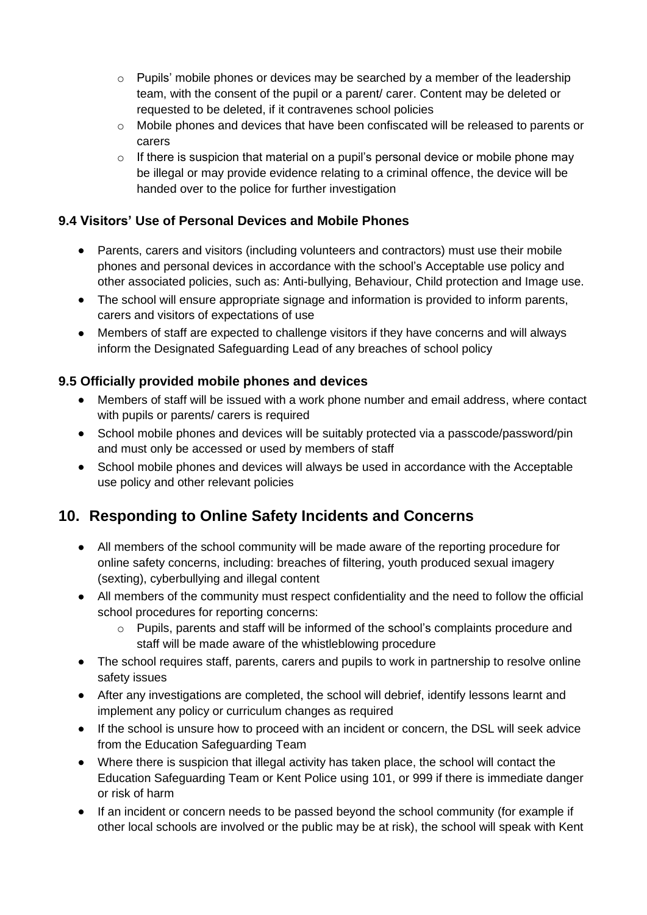- Pupils' mobile phones or devices may be searched by a member of the leadership team, with the consent of the pupil or a parent/ carer. Content may be deleted or requested to be deleted, if it contravenes school policies
    - Mobile phones and devices that have been confiscated will be released to parents or carers
    - If there is suspicion that material on a pupil's personal device or mobile phone may be illegal or may provide evidence relating to a criminal offence, the device will be handed over to the police for further investigation

### 9.4 Visitors' Use of Personal Devices and Mobile Phones

- Parents, carers and visitors (including volunteers and contractors) must use their mobile phones and personal devices in accordance with the school's Acceptable use policy and other associated policies, such as: Anti-bullying, Behaviour, Child protection and Image use.
- The school will ensure appropriate signage and information is provided to inform parents, carers and visitors of expectations of use
- Members of staff are expected to challenge visitors if they have concerns and will always inform the Designated Safeguarding Lead of any breaches of school policy

### 9.5 Officially provided mobile phones and devices

- Members of staff will be issued with a work phone number and email address, where contact with pupils or parents/ carers is required
- School mobile phones and devices will be suitably protected via a passcode/password/pin and must only be accessed or used by members of staff
- School mobile phones and devices will always be used in accordance with the Acceptable use policy and other relevant policies

## 10. Responding to Online Safety Incidents and Concerns

- All members of the school community will be made aware of the reporting procedure for online safety concerns, including: breaches of filtering, youth produced sexual imagery (sexting), cyberbullying and illegal content
- All members of the community must respect confidentiality and the need to follow the official school procedures for reporting concerns:
    - Pupils, parents and staff will be informed of the school's complaints procedure and staff will be made aware of the whistleblowing procedure
- The school requires staff, parents, carers and pupils to work in partnership to resolve online safety issues
- After any investigations are completed, the school will debrief, identify lessons learnt and implement any policy or curriculum changes as required
- If the school is unsure how to proceed with an incident or concern, the DSL will seek advice from the Education Safeguarding Team
- Where there is suspicion that illegal activity has taken place, the school will contact the Education Safeguarding Team or Kent Police using 101, or 999 if there is immediate danger or risk of harm
- If an incident or concern needs to be passed beyond the school community (for example if other local schools are involved or the public may be at risk), the school will speak with Kent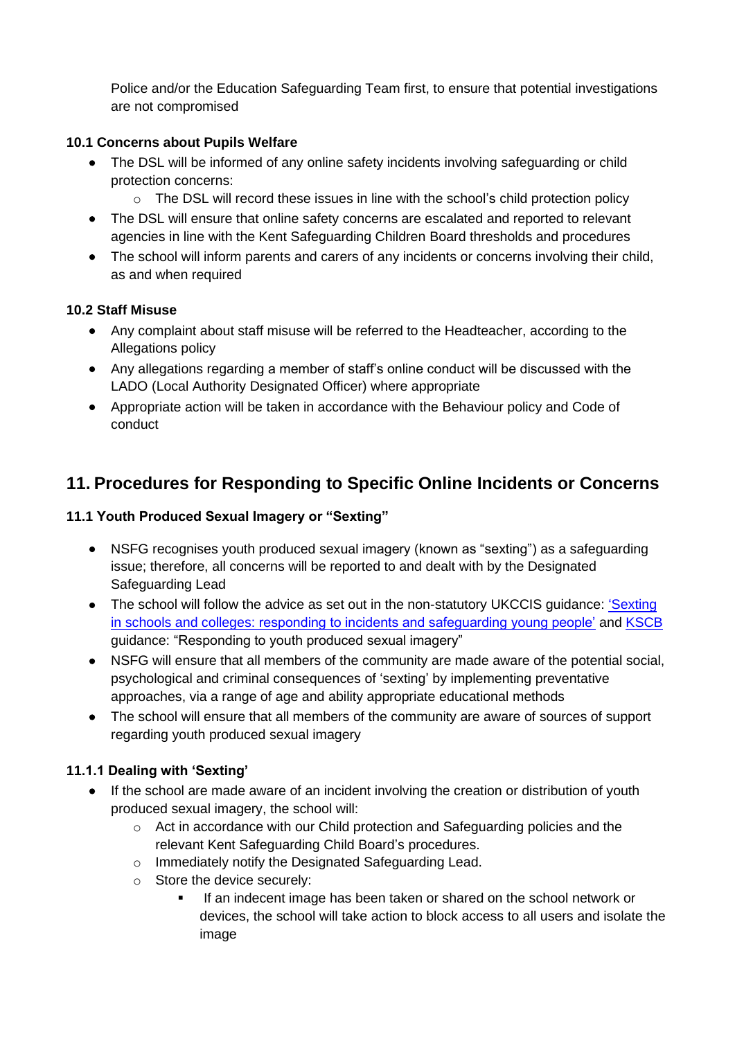Police and/or the Education Safeguarding Team first, to ensure that potential investigations are not compromised

### 10.1 Concerns about Pupils Welfare

- The DSL will be informed of any online safety incidents involving safeguarding or child protection concerns:
  - The DSL will record these issues in line with the school's child protection policy
- The DSL will ensure that online safety concerns are escalated and reported to relevant agencies in line with the Kent Safeguarding Children Board thresholds and procedures
- The school will inform parents and carers of any incidents or concerns involving their child, as and when required

### 10.2 Staff Misuse

- Any complaint about staff misuse will be referred to the Headteacher, according to the Allegations policy
- Any allegations regarding a member of staff's online conduct will be discussed with the LADO (Local Authority Designated Officer) where appropriate
- Appropriate action will be taken in accordance with the Behaviour policy and Code of conduct

## 11. Procedures for Responding to Specific Online Incidents or Concerns

### 11.1 Youth Produced Sexual Imagery or "Sexting"

- NSFG recognises youth produced sexual imagery (known as "sexting") as a safeguarding issue; therefore, all concerns will be reported to and dealt with by the Designated Safeguarding Lead
- The school will follow the advice as set out in the non-statutory UKCCIS guidance: 'Sexting in schools and colleges: responding to incidents and safeguarding young people' and KSCB guidance: "Responding to youth produced sexual imagery"
- NSFG will ensure that all members of the community are made aware of the potential social, psychological and criminal consequences of 'sexting' by implementing preventative approaches, via a range of age and ability appropriate educational methods
- The school will ensure that all members of the community are aware of sources of support regarding youth produced sexual imagery

#### 11.1.1 Dealing with 'Sexting'

- If the school are made aware of an incident involving the creation or distribution of youth produced sexual imagery, the school will:
  - Act in accordance with our Child protection and Safeguarding policies and the relevant Kent Safeguarding Child Board's procedures.
  - Immediately notify the Designated Safeguarding Lead.
  - Store the device securely:
    - If an indecent image has been taken or shared on the school network or devices, the school will take action to block access to all users and isolate the image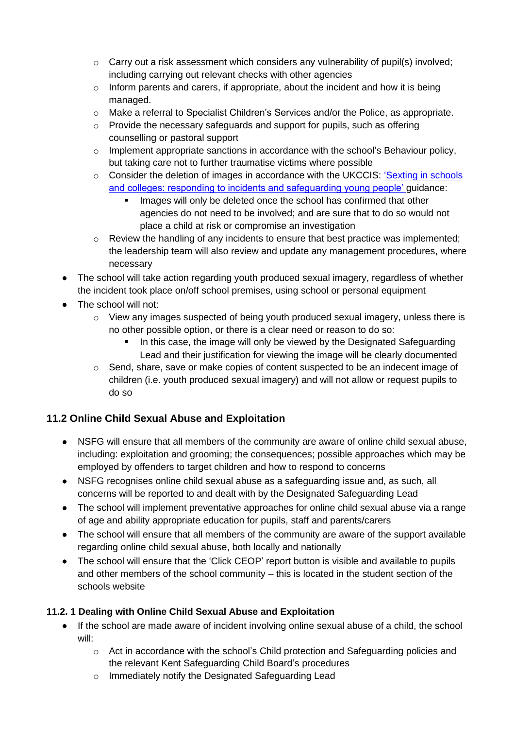- Carry out a risk assessment which considers any vulnerability of pupil(s) involved; including carrying out relevant checks with other agencies
    - Inform parents and carers, if appropriate, about the incident and how it is being managed.
    - Make a referral to Specialist Children's Services and/or the Police, as appropriate.
    - Provide the necessary safeguards and support for pupils, such as offering counselling or pastoral support
    - Implement appropriate sanctions in accordance with the school's Behaviour policy, but taking care not to further traumatise victims where possible
    - Consider the deletion of images in accordance with the UKCCIS: 'Sexting in schools and colleges: responding to incidents and safeguarding young people' guidance:
        - Images will only be deleted once the school has confirmed that other agencies do not need to be involved; and are sure that to do so would not place a child at risk or compromise an investigation
    - Review the handling of any incidents to ensure that best practice was implemented; the leadership team will also review and update any management procedures, where necessary
- The school will take action regarding youth produced sexual imagery, regardless of whether the incident took place on/off school premises, using school or personal equipment
- The school will not:
    - View any images suspected of being youth produced sexual imagery, unless there is no other possible option, or there is a clear need or reason to do so:
        - In this case, the image will only be viewed by the Designated Safeguarding Lead and their justification for viewing the image will be clearly documented
    - Send, share, save or make copies of content suspected to be an indecent image of children (i.e. youth produced sexual imagery) and will not allow or request pupils to do so

### 11.2 Online Child Sexual Abuse and Exploitation

- NSFG will ensure that all members of the community are aware of online child sexual abuse, including: exploitation and grooming; the consequences; possible approaches which may be employed by offenders to target children and how to respond to concerns
- NSFG recognises online child sexual abuse as a safeguarding issue and, as such, all concerns will be reported to and dealt with by the Designated Safeguarding Lead
- The school will implement preventative approaches for online child sexual abuse via a range of age and ability appropriate education for pupils, staff and parents/carers
- The school will ensure that all members of the community are aware of the support available regarding online child sexual abuse, both locally and nationally
- The school will ensure that the 'Click CEOP' report button is visible and available to pupils and other members of the school community – this is located in the student section of the schools website

#### 11.2. 1 Dealing with Online Child Sexual Abuse and Exploitation

- If the school are made aware of incident involving online sexual abuse of a child, the school will:
    - Act in accordance with the school's Child protection and Safeguarding policies and the relevant Kent Safeguarding Child Board's procedures
    - Immediately notify the Designated Safeguarding Lead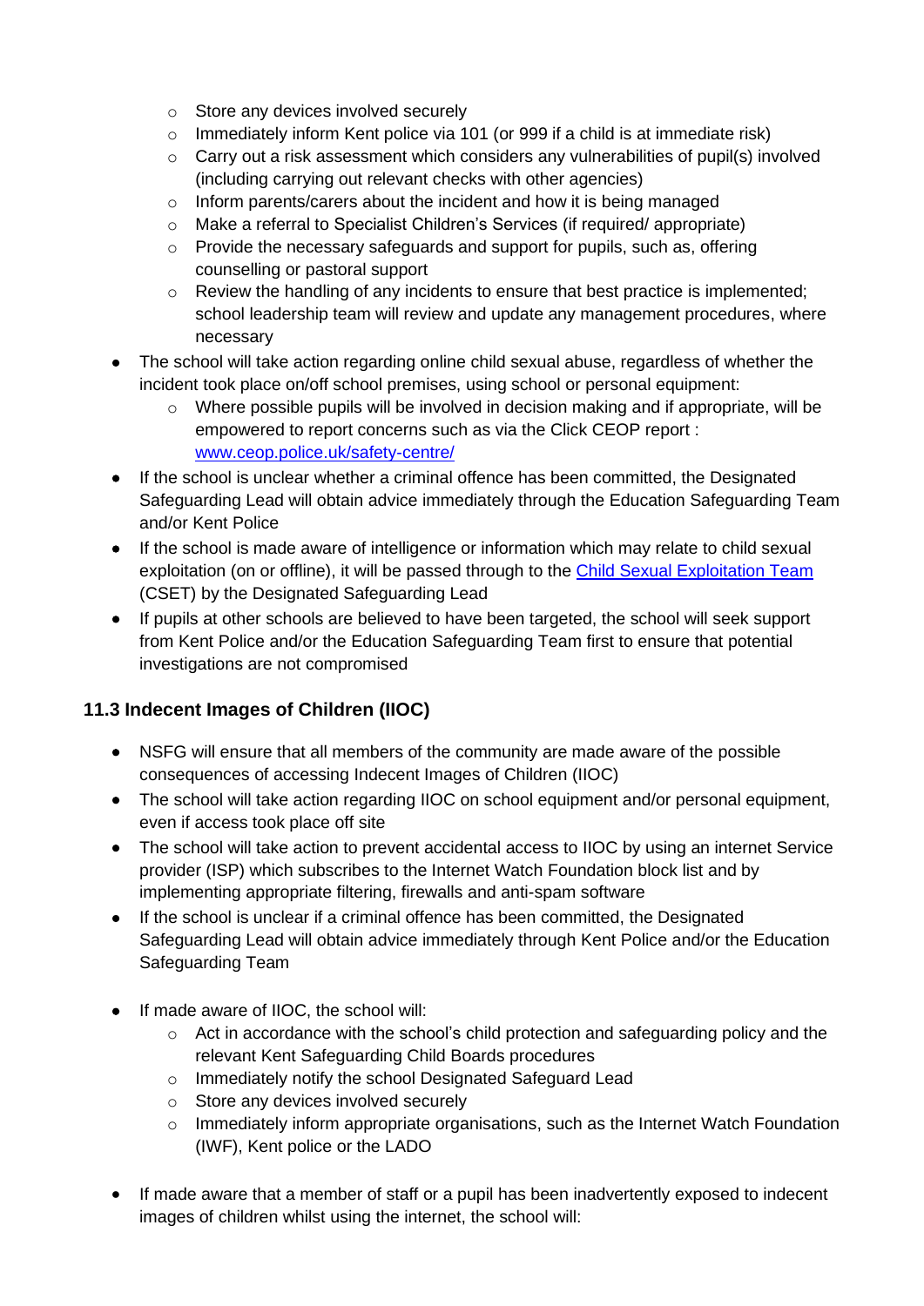- Store any devices involved securely
    - Immediately inform Kent police via 101 (or 999 if a child is at immediate risk)
    - Carry out a risk assessment which considers any vulnerabilities of pupil(s) involved (including carrying out relevant checks with other agencies)
    - Inform parents/carers about the incident and how it is being managed
    - Make a referral to Specialist Children's Services (if required/ appropriate)
    - Provide the necessary safeguards and support for pupils, such as, offering counselling or pastoral support
    - Review the handling of any incidents to ensure that best practice is implemented; school leadership team will review and update any management procedures, where necessary
- The school will take action regarding online child sexual abuse, regardless of whether the incident took place on/off school premises, using school or personal equipment:
    - Where possible pupils will be involved in decision making and if appropriate, will be empowered to report concerns such as via the Click CEOP report : [www.ceop.police.uk/safety-centre/](www.ceop.police.uk/safety-centre/)
- If the school is unclear whether a criminal offence has been committed, the Designated Safeguarding Lead will obtain advice immediately through the Education Safeguarding Team and/or Kent Police
- If the school is made aware of intelligence or information which may relate to child sexual exploitation (on or offline), it will be passed through to the Child Sexual Exploitation Team (CSET) by the Designated Safeguarding Lead
- If pupils at other schools are believed to have been targeted, the school will seek support from Kent Police and/or the Education Safeguarding Team first to ensure that potential investigations are not compromised

### 11.3 Indecent Images of Children (IIOC)

- NSFG will ensure that all members of the community are made aware of the possible consequences of accessing Indecent Images of Children (IIOC)
- The school will take action regarding IIOC on school equipment and/or personal equipment, even if access took place off site
- The school will take action to prevent accidental access to IIOC by using an internet Service provider (ISP) which subscribes to the Internet Watch Foundation block list and by implementing appropriate filtering, firewalls and anti-spam software
- If the school is unclear if a criminal offence has been committed, the Designated Safeguarding Lead will obtain advice immediately through Kent Police and/or the Education Safeguarding Team
- If made aware of IIOC, the school will:
    - Act in accordance with the school's child protection and safeguarding policy and the relevant Kent Safeguarding Child Boards procedures
    - Immediately notify the school Designated Safeguard Lead
    - Store any devices involved securely
    - Immediately inform appropriate organisations, such as the Internet Watch Foundation (IWF), Kent police or the LADO
- If made aware that a member of staff or a pupil has been inadvertently exposed to indecent images of children whilst using the internet, the school will: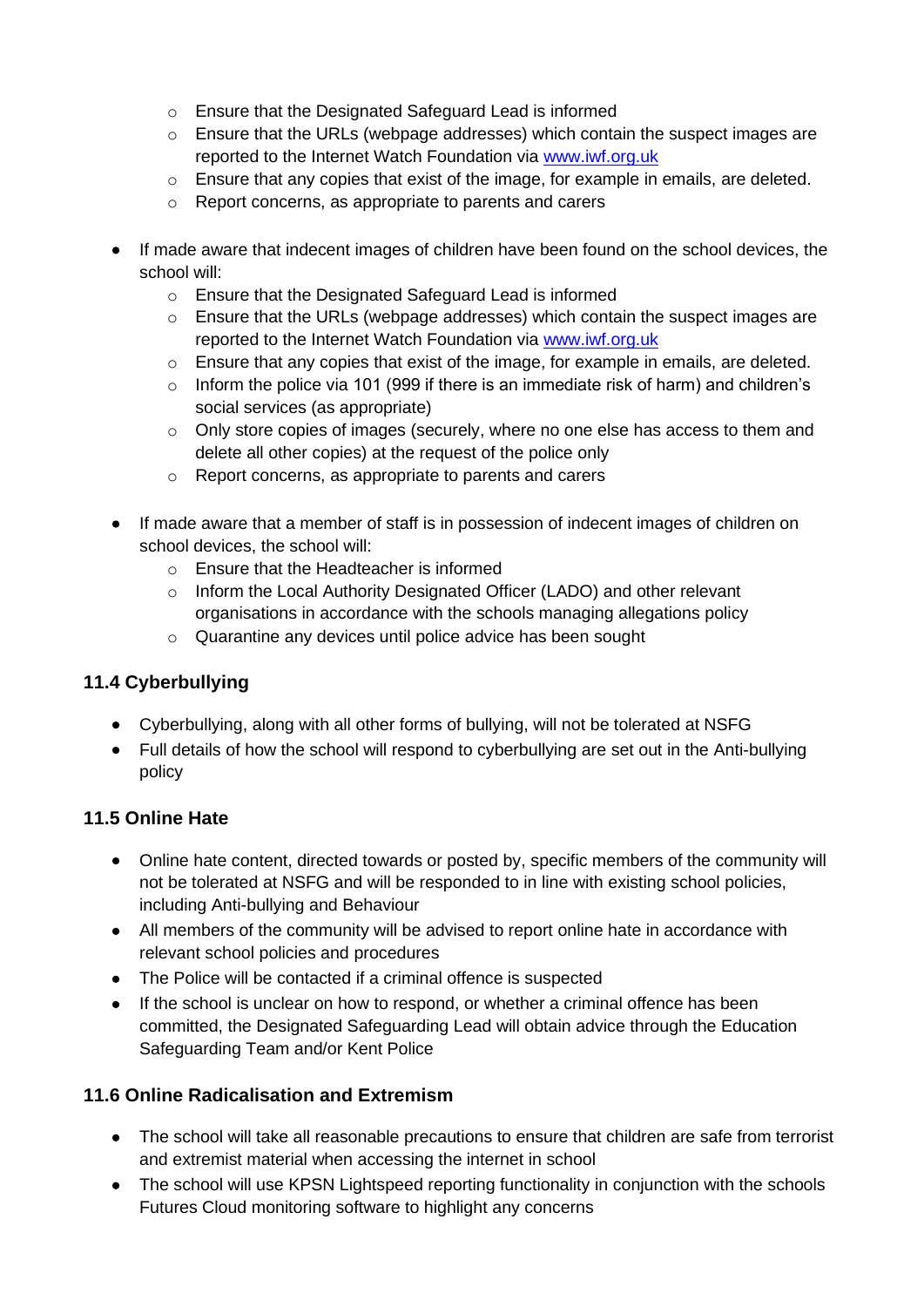- Ensure that the Designated Safeguard Lead is informed
  - Ensure that the URLs (webpage addresses) which contain the suspect images are reported to the Internet Watch Foundation via [www.iwf.org.uk](http://www.iwf.org.uk)
  - Ensure that any copies that exist of the image, for example in emails, are deleted.
  - Report concerns, as appropriate to parents and carers

- If made aware that indecent images of children have been found on the school devices, the school will:
  - Ensure that the Designated Safeguard Lead is informed
  - Ensure that the URLs (webpage addresses) which contain the suspect images are reported to the Internet Watch Foundation via [www.iwf.org.uk](http://www.iwf.org.uk)
  - Ensure that any copies that exist of the image, for example in emails, are deleted.
  - Inform the police via 101 (999 if there is an immediate risk of harm) and children's social services (as appropriate)
  - Only store copies of images (securely, where no one else has access to them and delete all other copies) at the request of the police only
  - Report concerns, as appropriate to parents and carers

- If made aware that a member of staff is in possession of indecent images of children on school devices, the school will:
  - Ensure that the Headteacher is informed
  - Inform the Local Authority Designated Officer (LADO) and other relevant organisations in accordance with the schools managing allegations policy
  - Quarantine any devices until police advice has been sought

### 11.4 Cyberbullying

- Cyberbullying, along with all other forms of bullying, will not be tolerated at NSFG
- Full details of how the school will respond to cyberbullying are set out in the Anti-bullying policy

### 11.5 Online Hate

- Online hate content, directed towards or posted by, specific members of the community will not be tolerated at NSFG and will be responded to in line with existing school policies, including Anti-bullying and Behaviour
- All members of the community will be advised to report online hate in accordance with relevant school policies and procedures
- The Police will be contacted if a criminal offence is suspected
- If the school is unclear on how to respond, or whether a criminal offence has been committed, the Designated Safeguarding Lead will obtain advice through the Education Safeguarding Team and/or Kent Police

### 11.6 Online Radicalisation and Extremism

- The school will take all reasonable precautions to ensure that children are safe from terrorist and extremist material when accessing the internet in school
- The school will use KPSN Lightspeed reporting functionality in conjunction with the schools Futures Cloud monitoring software to highlight any concerns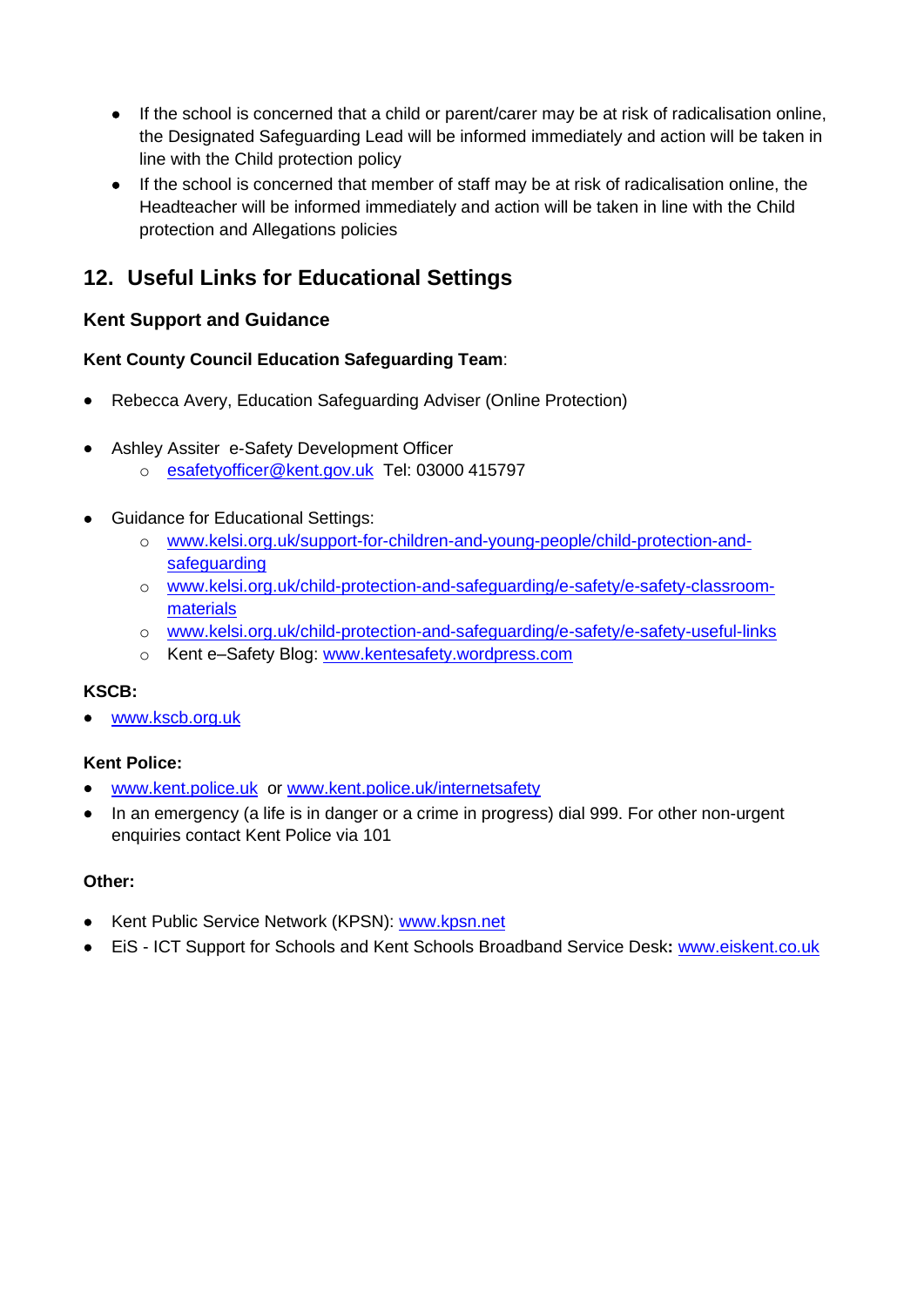- If the school is concerned that a child or parent/carer may be at risk of radicalisation online, the Designated Safeguarding Lead will be informed immediately and action will be taken in line with the Child protection policy
- If the school is concerned that member of staff may be at risk of radicalisation online, the Headteacher will be informed immediately and action will be taken in line with the Child protection and Allegations policies

## 12. Useful Links for Educational Settings

### Kent Support and Guidance

**Kent County Council Education Safeguarding Team**:

- Rebecca Avery, Education Safeguarding Adviser (Online Protection)

- Ashley Assiter e-Safety Development Officer
    - esafetyofficer@kent.gov.uk Tel: 03000 415797

- Guidance for Educational Settings:
    - www.kelsi.org.uk/support-for-children-and-young-people/child-protection-and-safeguarding
    - www.kelsi.org.uk/child-protection-and-safeguarding/e-safety/e-safety-classroom-materials
    - www.kelsi.org.uk/child-protection-and-safeguarding/e-safety/e-safety-useful-links
    - Kent e–Safety Blog: www.kentesafety.wordpress.com

**KSCB:**

- www.kscb.org.uk

**Kent Police:**

- www.kent.police.uk or www.kent.police.uk/internetsafety
- In an emergency (a life is in danger or a crime in progress) dial 999. For other non-urgent enquiries contact Kent Police via 101

**Other:**

- Kent Public Service Network (KPSN): www.kpsn.net
- EiS - ICT Support for Schools and Kent Schools Broadband Service Desk**:** www.eiskent.co.uk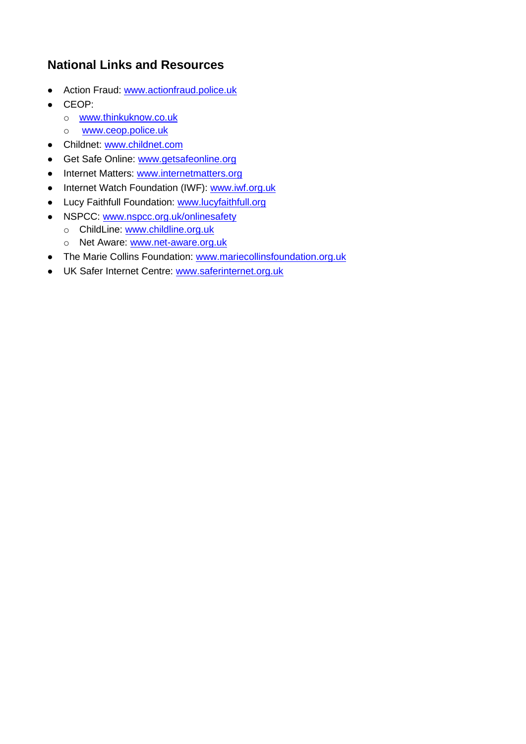## National Links and Resources

- Action Fraud: www.actionfraud.police.uk
- CEOP:
  - www.thinkuknow.co.uk
  - www.ceop.police.uk
- Childnet: www.childnet.com
- Get Safe Online: www.getsafeonline.org
- Internet Matters: www.internetmatters.org
- Internet Watch Foundation (IWF): www.iwf.org.uk
- Lucy Faithfull Foundation: www.lucyfaithfull.org
- NSPCC: www.nspcc.org.uk/onlinesafety
  - ChildLine: www.childline.org.uk
  - Net Aware: www.net-aware.org.uk
- The Marie Collins Foundation: www.mariecollinsfoundation.org.uk
- UK Safer Internet Centre: www.saferinternet.org.uk